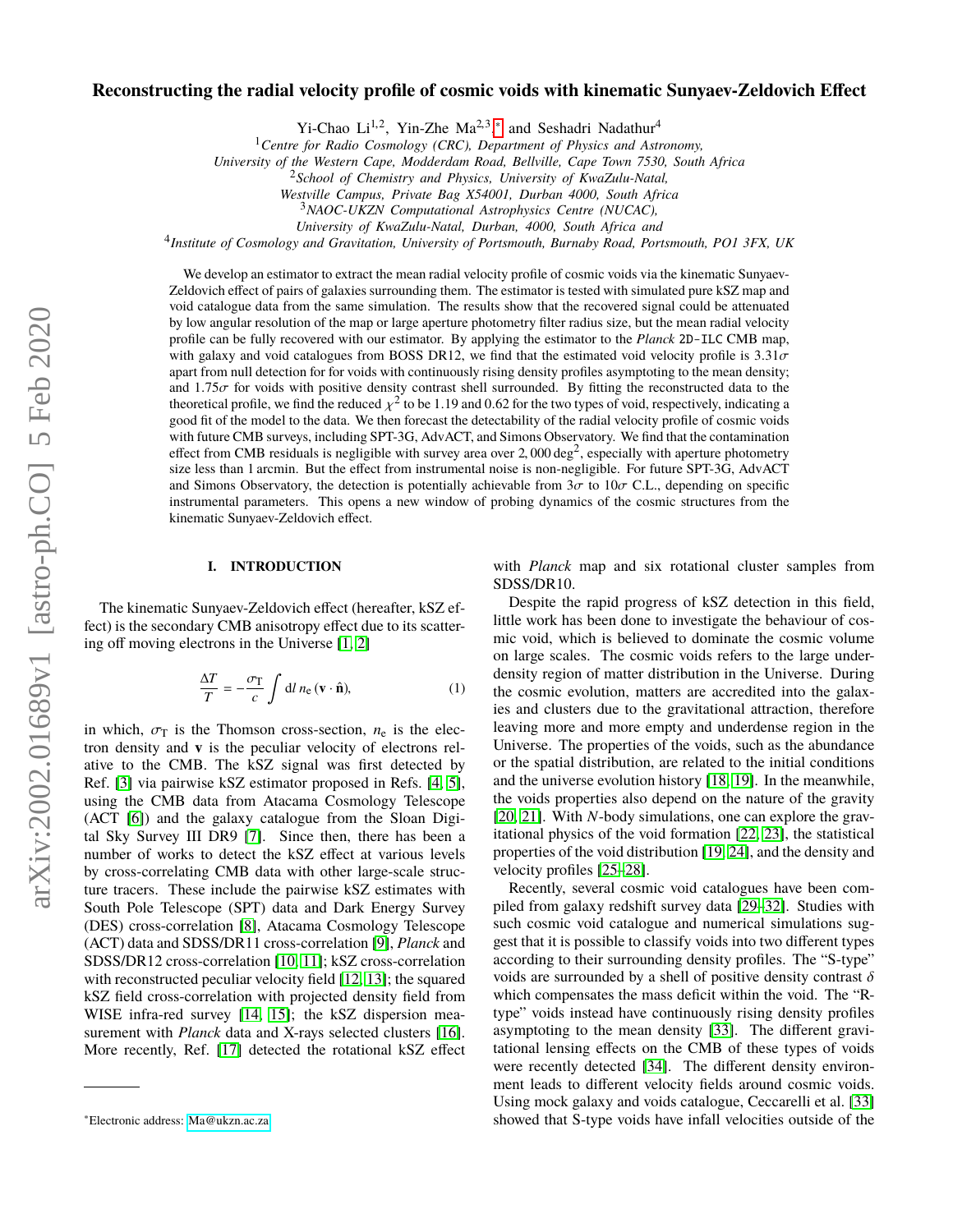# Reconstructing the radial velocity profile of cosmic voids with kinematic Sunyaev-Zeldovich Effect

Yi-Chao Li[1,2], Yin-Zhe Ma[2,3,*] and Seshadri Nadathur[4]

[1]*Centre for Radio Cosmology (CRC), Department of Physics and Astronomy, University of the Western Cape, Modderdam Road, Bellville, Cape Town 7530, South Africa*
[2]*School of Chemistry and Physics, University of KwaZulu-Natal, Westville Campus, Private Bag X54001, Durban 4000, South Africa*
[3]*NAOC-UKZN Computational Astrophysics Centre (NUCAC), University of KwaZulu-Natal, Durban, 4000, South Africa and*
[4]*Institute of Cosmology and Gravitation, University of Portsmouth, Burnaby Road, Portsmouth, PO1 3FX, UK*

We develop an estimator to extract the mean radial velocity profile of cosmic voids via the kinematic Sunyaev-Zeldovich effect of pairs of galaxies surrounding them. The estimator is tested with simulated pure kSZ map and void catalogue data from the same simulation. The results show that the recovered signal could be attenuated by low angular resolution of the map or large aperture photometry filter radius size, but the mean radial velocity profile can be fully recovered with our estimator. By applying the estimator to the *Planck* 2D-ILC CMB map, with galaxy and void catalogues from BOSS DR12, we find that the estimated void velocity profile is $3.31\sigma$ apart from null detection for for voids with continuously rising density profiles asymptoting to the mean density; and $1.75\sigma$ for voids with positive density contrast shell surrounded. By fitting the reconstructed data to the theoretical profile, we find the reduced $\chi^2$ to be 1.19 and 0.62 for the two types of void, respectively, indicating a good fit of the model to the data. We then forecast the detectability of the radial velocity profile of cosmic voids with future CMB surveys, including SPT-3G, AdvACT, and Simons Observatory. We find that the contamination effect from CMB residuals is negligible with survey area over $2,000\,\mathrm{deg}^2$, especially with aperture photometry size less than 1 arcmin. But the effect from instrumental noise is non-negligible. For future SPT-3G, AdvACT and Simons Observatory, the detection is potentially achievable from $3\sigma$ to $10\sigma$ C.L., depending on specific instrumental parameters. This opens a new window of probing dynamics of the cosmic structures from the kinematic Sunyaev-Zeldovich effect.

## I. INTRODUCTION

The kinematic Sunyaev-Zeldovich effect (hereafter, kSZ effect) is the secondary CMB anisotropy effect due to its scattering off moving electrons in the Universe [1, 2]

$$\frac{\Delta T}{T} = -\frac{\sigma_{\mathrm{T}}}{c} \int \mathrm{d}l \, n_{\mathrm{e}} \, (\mathbf{v} \cdot \hat{\mathbf{n}}), \tag{1}$$

in which, $\sigma_{\mathrm{T}}$ is the Thomson cross-section, $n_{\mathrm{e}}$ is the electron density and $\mathbf{v}$ is the peculiar velocity of electrons relative to the CMB. The kSZ signal was first detected by Ref. [3] via pairwise kSZ estimator proposed in Refs. [4, 5], using the CMB data from Atacama Cosmology Telescope (ACT [6]) and the galaxy catalogue from the Sloan Digital Sky Survey III DR9 [7]. Since then, there has been a number of works to detect the kSZ effect at various levels by cross-correlating CMB data with other large-scale structure tracers. These include the pairwise kSZ estimates with South Pole Telescope (SPT) data and Dark Energy Survey (DES) cross-correlation [8], Atacama Cosmology Telescope (ACT) data and SDSS/DR11 cross-correlation [9], *Planck* and SDSS/DR12 cross-correlation [10, 11]; kSZ cross-correlation with reconstructed peculiar velocity field [12, 13]; the squared kSZ field cross-correlation with projected density field from WISE infra-red survey [14, 15]; the kSZ dispersion measurement with *Planck* data and X-rays selected clusters [16]. More recently, Ref. [17] detected the rotational kSZ effect with *Planck* map and six rotational cluster samples from SDSS/DR10.

Despite the rapid progress of kSZ detection in this field, little work has been done to investigate the behaviour of cosmic void, which is believed to dominate the cosmic volume on large scales. The cosmic voids refers to the large under-density region of matter distribution in the Universe. During the cosmic evolution, matters are accredited into the galaxies and clusters due to the gravitational attraction, therefore leaving more and more empty and underdense region in the Universe. The properties of the voids, such as the abundance or the spatial distribution, are related to the initial conditions and the universe evolution history [18, 19]. In the meanwhile, the voids properties also depend on the nature of the gravity [20, 21]. With *N*-body simulations, one can explore the gravitational physics of the void formation [22, 23], the statistical properties of the void distribution [19, 24], and the density and velocity profiles [25–28].

Recently, several cosmic void catalogues have been compiled from galaxy redshift survey data [29–32]. Studies with such cosmic void catalogue and numerical simulations suggest that it is possible to classify voids into two different types according to their surrounding density profiles. The "S-type" voids are surrounded by a shell of positive density contrast $\delta$ which compensates the mass deficit within the void. The "R-type" voids instead have continuously rising density profiles asymptoting to the mean density [33]. The different gravitational lensing effects on the CMB of these types of voids were recently detected [34]. The different density environment leads to different velocity fields around cosmic voids. Using mock galaxy and voids catalogue, Ceccarelli et al. [33] showed that S-type voids have infall velocities outside of the

[*]Electronic address: Ma@ukzn.ac.za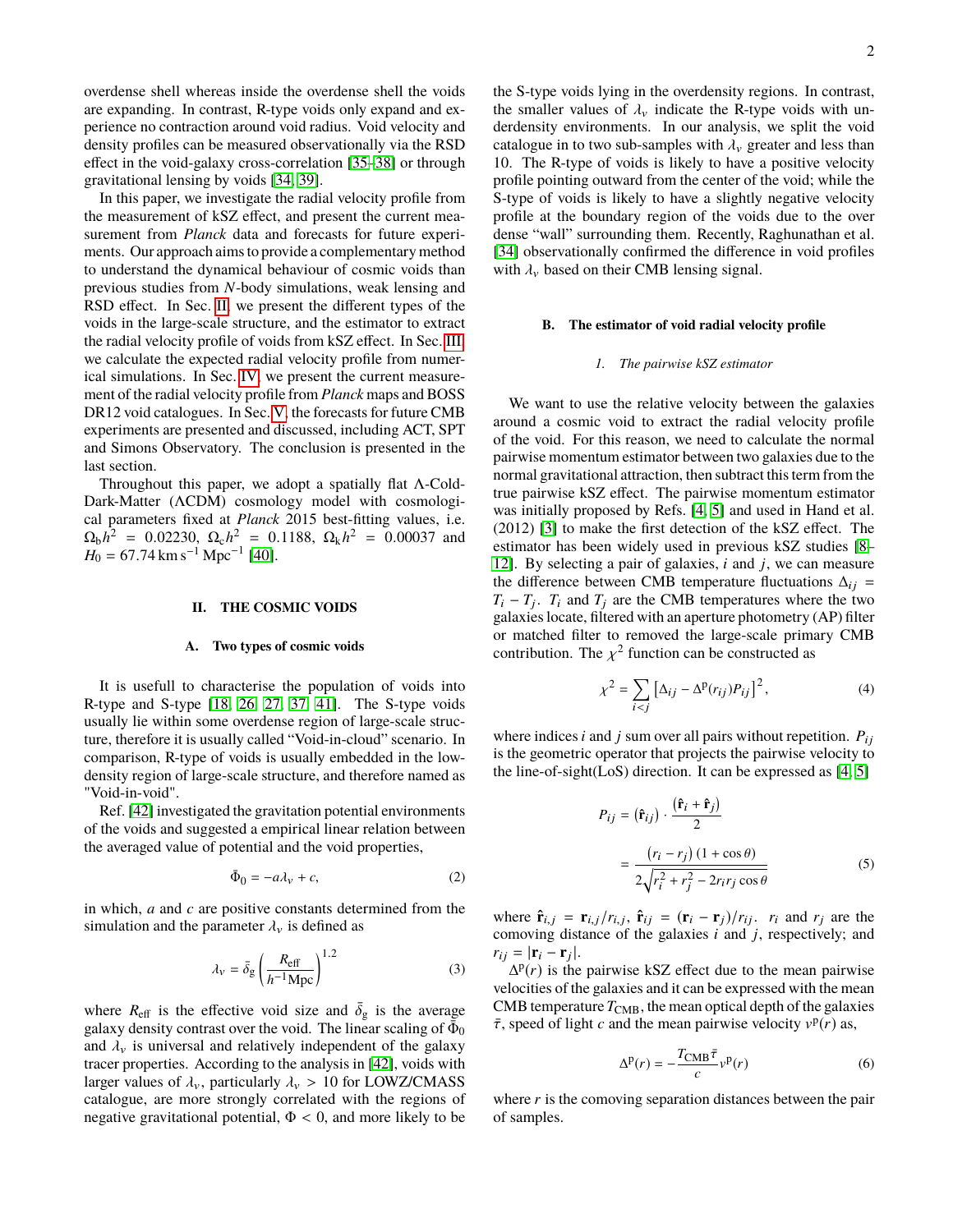overdense shell whereas inside the overdense shell the voids are expanding. In contrast, R-type voids only expand and experience no contraction around void radius. Void velocity and density profiles can be measured observationally via the RSD effect in the void-galaxy cross-correlation [35–38] or through gravitational lensing by voids [34, 39].

In this paper, we investigate the radial velocity profile from the measurement of kSZ effect, and present the current measurement from *Planck* data and forecasts for future experiments. Our approach aims to provide a complementary method to understand the dynamical behaviour of cosmic voids than previous studies from $N$-body simulations, weak lensing and RSD effect. In Sec. II, we present the different types of the voids in the large-scale structure, and the estimator to extract the radial velocity profile of voids from kSZ effect. In Sec. III, we calculate the expected radial velocity profile from numerical simulations. In Sec. IV, we present the current measurement of the radial velocity profile from *Planck* maps and BOSS DR12 void catalogues. In Sec. V, the forecasts for future CMB experiments are presented and discussed, including ACT, SPT and Simons Observatory. The conclusion is presented in the last section.

Throughout this paper, we adopt a spatially flat $\Lambda$-Cold-Dark-Matter ($\Lambda$CDM) cosmology model with cosmological parameters fixed at *Planck* 2015 best-fitting values, i.e. $\Omega_b h^2 = 0.02230$, $\Omega_c h^2 = 0.1188$, $\Omega_k h^2 = 0.00037$ and $H_0 = 67.74\,\mathrm{km\,s^{-1}\,Mpc^{-1}}$ [40].

## II. THE COSMIC VOIDS

### A. Two types of cosmic voids

It is usefull to characterise the population of voids into R-type and S-type [18, 26, 27, 37, 41]. The S-type voids usually lie within some overdense region of large-scale structure, therefore it is usually called "Void-in-cloud" scenario. In comparison, R-type of voids is usually embedded in the low-density region of large-scale structure, and therefore named as "Void-in-void".

Ref. [42] investigated the gravitation potential environments of the voids and suggested a empirical linear relation between the averaged value of potential and the void properties,

$$\bar{\Phi}_0 = -a\lambda_v + c, \tag{2}$$

in which, $a$ and $c$ are positive constants determined from the simulation and the parameter $\lambda_v$ is defined as

$$\lambda_v = \bar{\delta}_g \left( \frac{R_{\rm eff}}{h^{-1}\mathrm{Mpc}} \right)^{1.2} \tag{3}$$

where $R_{\rm eff}$ is the effective void size and $\bar{\delta}_g$ is the average galaxy density contrast over the void. The linear scaling of $\bar{\Phi}_0$ and $\lambda_v$ is universal and relatively independent of the galaxy tracer properties. According to the analysis in [42], voids with larger values of $\lambda_v$, particularly $\lambda_v > 10$ for LOWZ/CMASS catalogue, are more strongly correlated with the regions of negative gravitational potential, $\Phi < 0$, and more likely to be the S-type voids lying in the overdensity regions. In contrast, the smaller values of $\lambda_v$ indicate the R-type voids with underdensity environments. In our analysis, we split the void catalogue in to two sub-samples with $\lambda_v$ greater and less than 10. The R-type of voids is likely to have a positive velocity profile pointing outward from the center of the void; while the S-type of voids is likely to have a slightly negative velocity profile at the boundary region of the voids due to the over dense "wall" surrounding them. Recently, Raghunathan et al. [34] observationally confirmed the difference in void profiles with $\lambda_v$ based on their CMB lensing signal.

### B. The estimator of void radial velocity profile

#### 1. The pairwise kSZ estimator

We want to use the relative velocity between the galaxies around a cosmic void to extract the radial velocity profile of the void. For this reason, we need to calculate the normal pairwise momentum estimator between two galaxies due to the normal gravitational attraction, then subtract this term from the true pairwise kSZ effect. The pairwise momentum estimator was initially proposed by Refs. [4, 5] and used in Hand et al. (2012) [3] to make the first detection of the kSZ effect. The estimator has been widely used in previous kSZ studies [8–12]. By selecting a pair of galaxies, $i$ and $j$, we can measure the difference between CMB temperature fluctuations $\Delta_{ij} = T_i - T_j$. $T_i$ and $T_j$ are the CMB temperatures where the two galaxies locate, filtered with an aperture photometry (AP) filter or matched filter to removed the large-scale primary CMB contribution. The $\chi^2$ function can be constructed as

$$\chi^2 = \sum_{i<j} \left[ \Delta_{ij} - \Delta^{\rm p}(r_{ij}) P_{ij} \right]^2, \tag{4}$$

where indices $i$ and $j$ sum over all pairs without repetition. $P_{ij}$ is the geometric operator that projects the pairwise velocity to the line-of-sight(LoS) direction. It can be expressed as [4, 5]

$$\begin{aligned} P_{ij} &= (\hat{\mathbf{r}}_{ij}) \cdot \frac{(\hat{\mathbf{r}}_i + \hat{\mathbf{r}}_j)}{2} \\ &= \frac{(r_i - r_j)(1 + \cos\theta)}{2\sqrt{r_i^2 + r_j^2 - 2r_i r_j \cos\theta}} \end{aligned} \tag{5}$$

where $\hat{\mathbf{r}}_{i,j} = \mathbf{r}_{i,j}/r_{i,j}$, $\hat{\mathbf{r}}_{ij} = (\mathbf{r}_i - \mathbf{r}_j)/r_{ij}$. $r_i$ and $r_j$ are the comoving distance of the galaxies $i$ and $j$, respectively; and $r_{ij} = |\mathbf{r}_i - \mathbf{r}_j|$.

$\Delta^{\rm p}(r)$ is the pairwise kSZ effect due to the mean pairwise velocities of the galaxies and it can be expressed with the mean CMB temperature $T_{\rm CMB}$, the mean optical depth of the galaxies $\bar{\tau}$, speed of light $c$ and the mean pairwise velocity $v^{\rm p}(r)$ as,

$$\Delta^{\rm p}(r) = -\frac{T_{\rm CMB}\,\bar{\tau}}{c} v^{\rm p}(r) \tag{6}$$

where $r$ is the comoving separation distances between the pair of samples.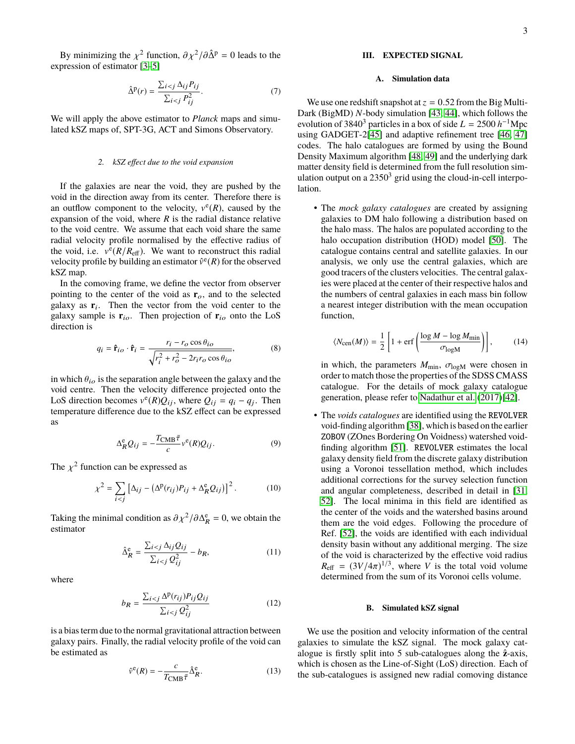By minimizing the $\chi^2$ function, $\partial \chi^2/\partial \hat{\Delta}^{\rm p} = 0$ leads to the expression of estimator [3–5]

$$\hat{\Delta}^{\rm p}(r) = \frac{\sum_{i<j} \Delta_{ij} P_{ij}}{\sum_{i<j} P_{ij}^2}. \tag{7}$$

We will apply the above estimator to *Planck* maps and simulated kSZ maps of, SPT-3G, ACT and Simons Observatory.

#### 2. kSZ effect due to the void expansion

If the galaxies are near the void, they are pushed by the void in the direction away from its center. Therefore there is an outflow component to the velocity, $v^{\rm e}(R)$, caused by the expansion of the void, where $R$ is the radial distance relative to the void centre. We assume that each void share the same radial velocity profile normalised by the effective radius of the void, i.e. $v^{\rm e}(R/R_{\rm eff})$. We want to reconstruct this radial velocity profile by building an estimator $\hat{v}^{\rm e}(R)$ for the observed kSZ map.

In the comoving frame, we define the vector from observer pointing to the center of the void as $\mathbf{r}_o$, and to the selected galaxy as $\mathbf{r}_i$. Then the vector from the void center to the galaxy sample is $\mathbf{r}_{io}$. Then projection of $\mathbf{r}_{io}$ onto the LoS direction is

$$q_i = \hat{\mathbf{r}}_{io} \cdot \hat{\mathbf{r}}_i = \frac{r_i - r_o \cos\theta_{io}}{\sqrt{r_i^2 + r_o^2 - 2 r_i r_o \cos\theta_{io}}}, \tag{8}$$

in which $\theta_{io}$ is the separation angle between the galaxy and the void centre. Then the velocity difference projected onto the LoS direction becomes $v^{\rm e}(R) Q_{ij}$, where $Q_{ij} = q_i - q_j$. Then temperature difference due to the kSZ effect can be expressed as

$$\Delta^{\rm e}_R Q_{ij} = -\frac{T_{\rm CMB}\bar{\tau}}{c} v^{\rm e}(R) Q_{ij}. \tag{9}$$

The $\chi^2$ function can be expressed as

$$\chi^2 = \sum_{i<j} \left[\Delta_{ij} - \left(\Delta^{\rm p}(r_{ij}) P_{ij} + \Delta^{\rm e}_R Q_{ij}\right)\right]^2. \tag{10}$$

Taking the minimal condition as $\partial \chi^2/\partial \Delta^{\rm e}_R = 0$, we obtain the estimator

$$\hat{\Delta}^{\rm e}_R = \frac{\sum_{i<j} \Delta_{ij} Q_{ij}}{\sum_{i<j} Q_{ij}^2} - b_R, \tag{11}$$

where

$$b_R = \frac{\sum_{i<j} \Delta^{\rm p}(r_{ij}) P_{ij} Q_{ij}}{\sum_{i<j} Q_{ij}^2} \tag{12}$$

is a bias term due to the normal gravitational attraction between galaxy pairs. Finally, the radial velocity profile of the void can be estimated as

$$\hat{v}^{\rm e}(R) = -\frac{c}{T_{\rm CMB}\bar{\tau}} \hat{\Delta}^{\rm e}_R. \tag{13}$$

## III. EXPECTED SIGNAL

### A. Simulation data

We use one redshift snapshot at $z = 0.52$ from the Big MultiDark (BigMD) $N$-body simulation [43, 44], which follows the evolution of $3840^3$ particles in a box of side $L = 2500\,h^{-1}$Mpc using GADGET-2[45] and adaptive refinement tree [46, 47] codes. The halo catalogues are formed by using the Bound Density Maximum algorithm [48, 49] and the underlying dark matter density field is determined from the full resolution simulation output on a $2350^3$ grid using the cloud-in-cell interpolation.

- The *mock galaxy catalogues* are created by assigning galaxies to DM halo following a distribution based on the halo mass. The halos are populated according to the halo occupation distribution (HOD) model [50]. The catalogue contains central and satellite galaxies. In our analysis, we only use the central galaxies, which are good tracers of the clusters velocities. The central galaxies were placed at the center of their respective halos and the numbers of central galaxies in each mass bin follow a nearest integer distribution with the mean occupation function,

$$\langle N_{\rm cen}(M)\rangle = \frac{1}{2}\left[1 + {\rm erf}\left(\frac{\log M - \log M_{\rm min}}{\sigma_{\rm logM}}\right)\right], \tag{14}$$

  in which, the parameters $M_{\rm min}$, $\sigma_{\rm logM}$ were chosen in order to match those the properties of the SDSS CMASS catalogue. For the details of mock galaxy catalogue generation, please refer to Nadathur et al. (2017)[42].

- The *voids catalogues* are identified using the REVOLVER void-finding algorithm [38], which is based on the earlier ZOBOV (ZOnes Bordering On Voidness) watershed void-finding algorithm [51]. REVOLVER estimates the local galaxy density field from the discrete galaxy distribution using a Voronoi tessellation method, which includes additional corrections for the survey selection function and angular completeness, described in detail in [31, 52]. The local minima in this field are identified as the center of the voids and the watershed basins around them are the void edges. Following the procedure of Ref. [52], the voids are identified with each individual density basin without any additional merging. The size of the void is characterized by the effective void radius $R_{\rm eff} = (3V/4\pi)^{1/3}$, where $V$ is the total void volume determined from the sum of its Voronoi cells volume.

### B. Simulated kSZ signal

We use the position and velocity information of the central galaxies to simulate the kSZ signal. The mock galaxy catalogue is firstly split into 5 sub-catalogues along the $\hat{\mathbf{z}}$-axis, which is chosen as the Line-of-Sight (LoS) direction. Each of the sub-catalogues is assigned new radial comoving distance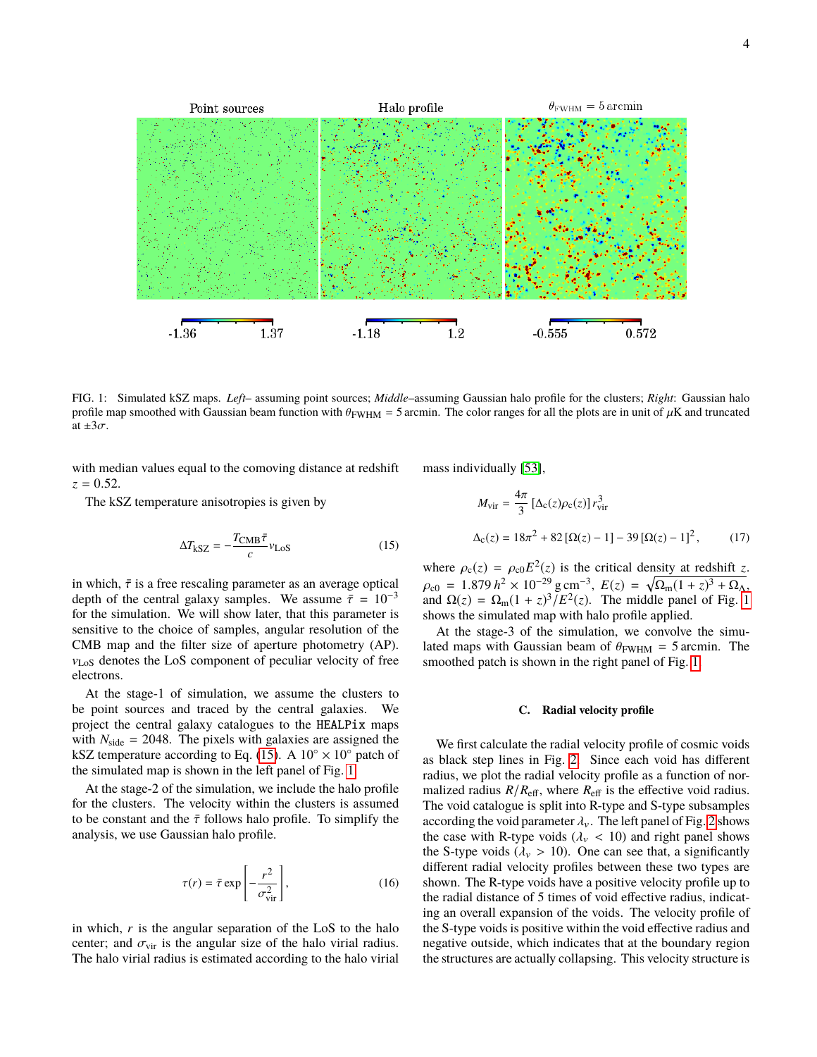Point sources | Halo profile | $\theta_{\rm FWHM} = 5\,\rm arcmin$

FIG. 1: Simulated kSZ maps. *Left*– assuming point sources; *Middle*–assuming Gaussian halo profile for the clusters; *Right*: Gaussian halo profile map smoothed with Gaussian beam function with $\theta_{\rm FWHM} = 5\,$arcmin. The color ranges for all the plots are in unit of $\mu$K and truncated at $\pm 3\sigma$.

with median values equal to the comoving distance at redshift $z = 0.52$.

The kSZ temperature anisotropies is given by

$$\Delta T_{\rm kSZ} = -\frac{T_{\rm CMB}\bar{\tau}}{c} v_{\rm LoS} \tag{15}$$

in which, $\bar{\tau}$ is a free rescaling parameter as an average optical depth of the central galaxy samples. We assume $\bar{\tau} = 10^{-3}$ for the simulation. We will show later, that this parameter is sensitive to the choice of samples, angular resolution of the CMB map and the filter size of aperture photometry (AP). $v_{\rm LoS}$ denotes the LoS component of peculiar velocity of free electrons.

At the stage-1 of simulation, we assume the clusters to be point sources and traced by the central galaxies. We project the central galaxy catalogues to the `HEALPix` maps with $N_{\rm side} = 2048$. The pixels with galaxies are assigned the kSZ temperature according to Eq. (15). A $10^\circ \times 10^\circ$ patch of the simulated map is shown in the left panel of Fig. 1.

At the stage-2 of the simulation, we include the halo profile for the clusters. The velocity within the clusters is assumed to be constant and the $\bar{\tau}$ follows halo profile. To simplify the analysis, we use Gaussian halo profile.

$$\tau(r) = \bar{\tau}\exp\left[-\frac{r^2}{\sigma_{\rm vir}^2}\right], \tag{16}$$

in which, $r$ is the angular separation of the LoS to the halo center; and $\sigma_{\rm vir}$ is the angular size of the halo virial radius. The halo virial radius is estimated according to the halo virial mass individually [53],

$$M_{\rm vir} = \frac{4\pi}{3}\left[\Delta_{\rm c}(z)\rho_{\rm c}(z)\right] r_{\rm vir}^3$$
$$\Delta_{\rm c}(z) = 18\pi^2 + 82\left[\Omega(z) - 1\right] - 39\left[\Omega(z) - 1\right]^2, \tag{17}$$

where $\rho_{\rm c}(z) = \rho_{\rm c0}E^2(z)$ is the critical density at redshift $z$. $\rho_{\rm c0} = 1.879\,h^2 \times 10^{-29}\,{\rm g\,cm^{-3}}$, $E(z) = \sqrt{\Omega_{\rm m}(1+z)^3 + \Omega_\Lambda}$, and $\Omega(z) = \Omega_{\rm m}(1+z)^3/E^2(z)$. The middle panel of Fig. 1 shows the simulated map with halo profile applied.

At the stage-3 of the simulation, we convolve the simulated maps with Gaussian beam of $\theta_{\rm FWHM} = 5\,$arcmin. The smoothed patch is shown in the right panel of Fig. 1.

### C. Radial velocity profile

We first calculate the radial velocity profile of cosmic voids as black step lines in Fig. 2. Since each void has different radius, we plot the radial velocity profile as a function of normalized radius $R/R_{\rm eff}$, where $R_{\rm eff}$ is the effective void radius. The void catalogue is split into R-type and S-type subsamples according the void parameter $\lambda_v$. The left panel of Fig. 2 shows the case with R-type voids ($\lambda_v < 10$) and right panel shows the S-type voids ($\lambda_v > 10$). One can see that, a significantly different radial velocity profiles between these two types are shown. The R-type voids have a positive velocity profile up to the radial distance of 5 times of void effective radius, indicating an overall expansion of the voids. The velocity profile of the S-type voids is positive within the void effective radius and negative outside, which indicates that at the boundary region the structures are actually collapsing. This velocity structure is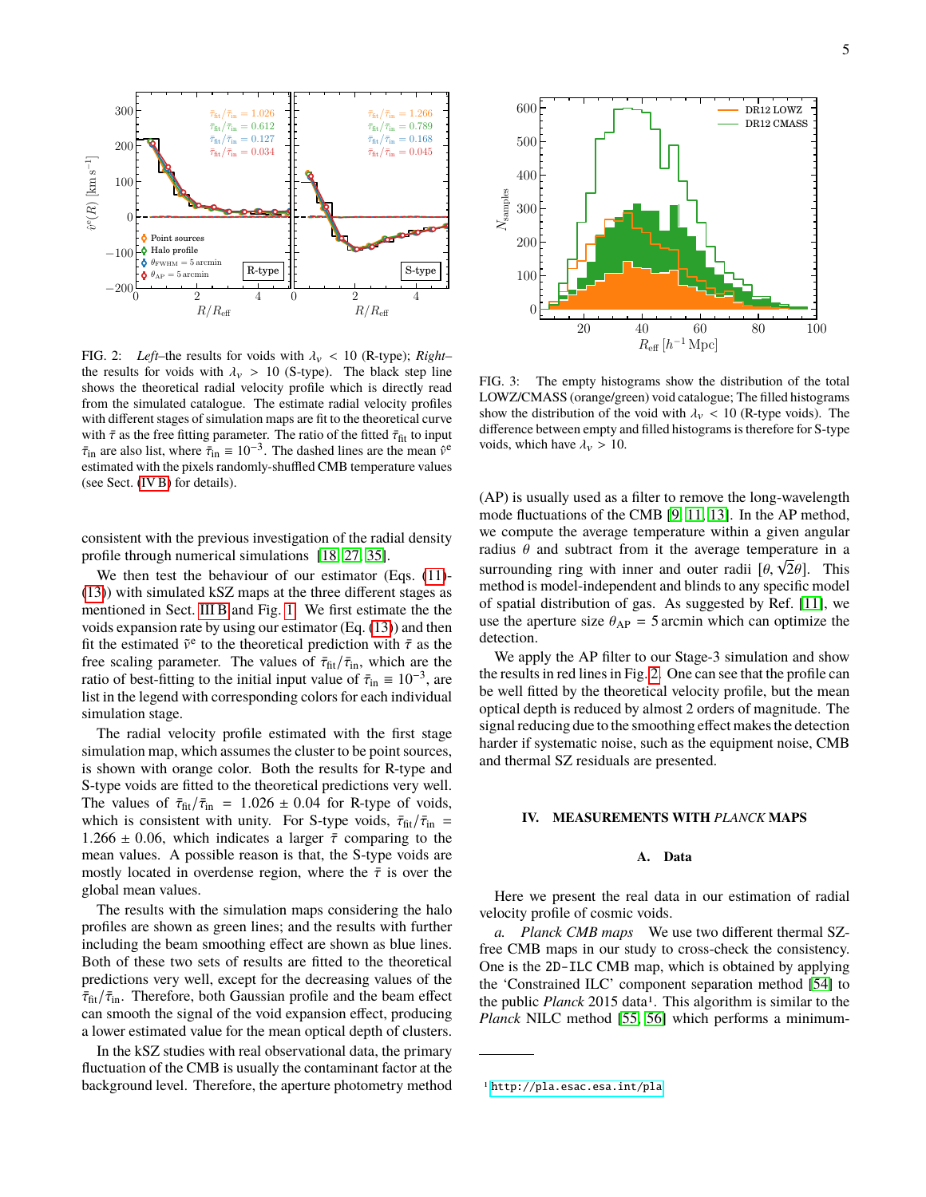FIG. 2: *Left*–the results for voids with $\lambda_v < 10$ (R-type); *Right*–the results for voids with $\lambda_v > 10$ (S-type). The black step line shows the theoretical radial velocity profile which is directly read from the simulated catalogue. The estimate radial velocity profiles with different stages of simulation maps are fit to the theoretical curve with $\bar{\tau}$ as the free fitting parameter. The ratio of the fitted $\bar{\tau}_{\rm fit}$ to input $\bar{\tau}_{\rm in}$ are also list, where $\bar{\tau}_{\rm in} \equiv 10^{-3}$. The dashed lines are the mean $\hat{v}^{\rm e}$ estimated with the pixels randomly-shuffled CMB temperature values (see Sect. (IV B) for details).

FIG. 3: The empty histograms show the distribution of the total LOWZ/CMASS (orange/green) void catalogue; The filled histograms show the distribution of the void with $\lambda_v < 10$ (R-type voids). The difference between empty and filled histograms is therefore for S-type voids, which have $\lambda_v > 10$.

consistent with the previous investigation of the radial density profile through numerical simulations [18, 27, 35].

We then test the behaviour of our estimator (Eqs. (11)-(13)) with simulated kSZ maps at the three different stages as mentioned in Sect. III B and Fig. 1. We first estimate the the voids expansion rate by using our estimator (Eq. (13)) and then fit the estimated $\tilde{v}^{\rm e}$ to the theoretical prediction with $\bar{\tau}$ as the free scaling parameter. The values of $\bar{\tau}_{\rm fit}/\bar{\tau}_{\rm in}$, which are the ratio of best-fitting to the initial input value of $\bar{\tau}_{\rm in} \equiv 10^{-3}$, are list in the legend with corresponding colors for each individual simulation stage.

The radial velocity profile estimated with the first stage simulation map, which assumes the cluster to be point sources, is shown with orange color. Both the results for R-type and S-type voids are fitted to the theoretical predictions very well. The values of $\bar{\tau}_{\rm fit}/\bar{\tau}_{\rm in} = 1.026 \pm 0.04$ for R-type of voids, which is consistent with unity. For S-type voids, $\bar{\tau}_{\rm fit}/\bar{\tau}_{\rm in} = 1.266 \pm 0.06$, which indicates a larger $\bar{\tau}$ comparing to the mean values. A possible reason is that, the S-type voids are mostly located in overdense region, where the $\bar{\tau}$ is over the global mean values.

The results with the simulation maps considering the halo profiles are shown as green lines; and the results with further including the beam smoothing effect are shown as blue lines. Both of these two sets of results are fitted to the theoretical predictions very well, except for the decreasing values of the $\bar{\tau}_{\rm fit}/\bar{\tau}_{\rm in}$. Therefore, both Gaussian profile and the beam effect can smooth the signal of the void expansion effect, producing a lower estimated value for the mean optical depth of clusters.

In the kSZ studies with real observational data, the primary fluctuation of the CMB is usually the contaminant factor at the background level. Therefore, the aperture photometry method (AP) is usually used as a filter to remove the long-wavelength mode fluctuations of the CMB [9, 11, 13]. In the AP method, we compute the average temperature within a given angular radius $\theta$ and subtract from it the average temperature in a surrounding ring with inner and outer radii $[\theta, \sqrt{2}\theta]$. This method is model-independent and blinds to any specific model of spatial distribution of gas. As suggested by Ref. [11], we use the aperture size $\theta_{\rm AP} = 5\,$arcmin which can optimize the detection.

We apply the AP filter to our Stage-3 simulation and show the results in red lines in Fig. 2. One can see that the profile can be well fitted by the theoretical velocity profile, but the mean optical depth is reduced by almost 2 orders of magnitude. The signal reducing due to the smoothing effect makes the detection harder if systematic noise, such as the equipment noise, CMB and thermal SZ residuals are presented.

## IV. MEASUREMENTS WITH *PLANCK* MAPS

### A. Data

Here we present the real data in our estimation of radial velocity profile of cosmic voids.

*a. Planck CMB maps* We use two different thermal SZ-free CMB maps in our study to cross-check the consistency. One is the `2D-ILC` CMB map, which is obtained by applying the 'Constrained ILC' component separation method [54] to the public *Planck* 2015 data[1]. This algorithm is similar to the *Planck* NILC method [55, 56] which performs a minimum-

[1] http://pla.esac.esa.int/pla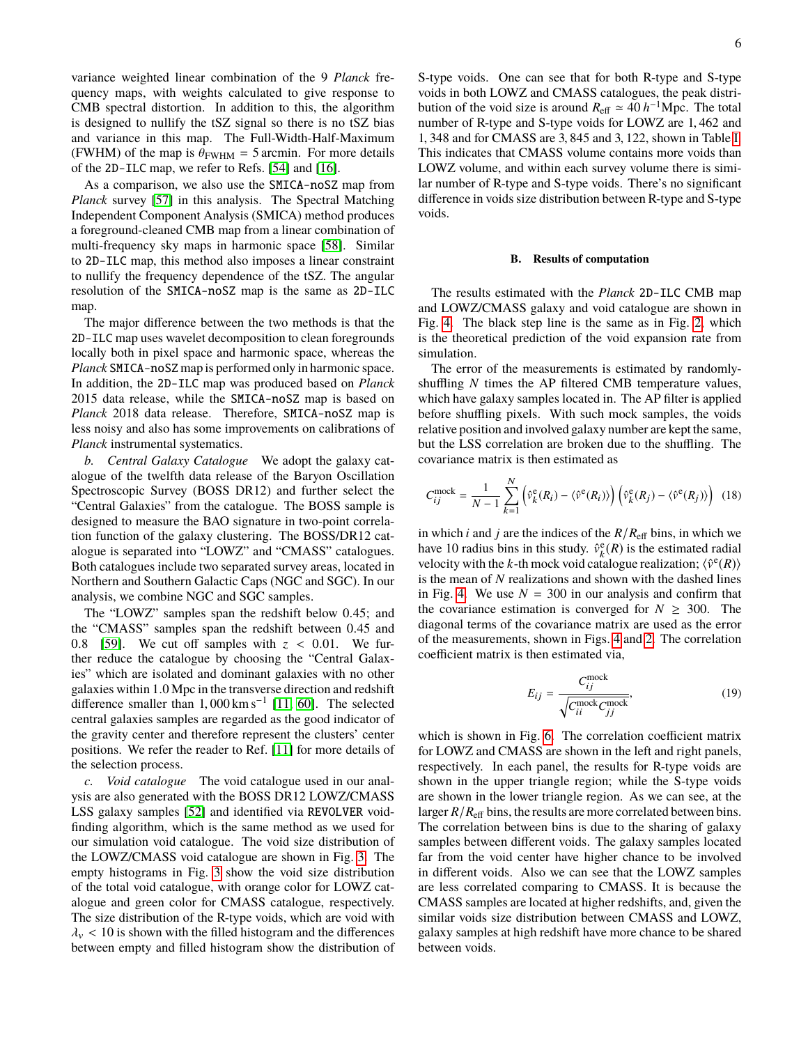variance weighted linear combination of the 9 *Planck* frequency maps, with weights calculated to give response to CMB spectral distortion. In addition to this, the algorithm is designed to nullify the tSZ signal so there is no tSZ bias in this map. The Full-Width-Half-Maximum (FWHM) of the map is $\theta_{\rm FWHM} = 5\,$arcmin. For more details of the `2D-ILC` map, we refer to Refs. [54] and [16].

As a comparison, we also use the `SMICA-noSZ` map from *Planck* survey [57] in this analysis. The Spectral Matching Independent Component Analysis (SMICA) method produces a foreground-cleaned CMB map from a linear combination of multi-frequency sky maps in harmonic space [58]. Similar to `2D-ILC` map, this method also imposes a linear constraint to nullify the frequency dependence of the tSZ. The angular resolution of the `SMICA-noSZ` map is the same as `2D-ILC` map.

The major difference between the two methods is that the `2D-ILC` map uses wavelet decomposition to clean foregrounds locally both in pixel space and harmonic space, whereas the *Planck* `SMICA-noSZ` map is performed only in harmonic space. In addition, the `2D-ILC` map was produced based on *Planck* 2015 data release, while the `SMICA-noSZ` map is based on *Planck* 2018 data release. Therefore, `SMICA-noSZ` map is less noisy and also has some improvements on calibrations of *Planck* instrumental systematics.

*b. Central Galaxy Catalogue* We adopt the galaxy catalogue of the twelfth data release of the Baryon Oscillation Spectroscopic Survey (BOSS DR12) and further select the "Central Galaxies" from the catalogue. The BOSS sample is designed to measure the BAO signature in two-point correlation function of the galaxy clustering. The BOSS/DR12 catalogue is separated into "LOWZ" and "CMASS" catalogues. Both catalogues include two separated survey areas, located in Northern and Southern Galactic Caps (NGC and SGC). In our analysis, we combine NGC and SGC samples.

The "LOWZ" samples span the redshift below 0.45; and the "CMASS" samples span the redshift between 0.45 and 0.8 [59]. We cut off samples with $z < 0.01$. We further reduce the catalogue by choosing the "Central Galaxies" which are isolated and dominant galaxies with no other galaxies within 1.0 Mpc in the transverse direction and redshift difference smaller than $1,000\,{\rm km\,s^{-1}}$ [11, 60]. The selected central galaxies samples are regarded as the good indicator of the gravity center and therefore represent the clusters' center positions. We refer the reader to Ref. [11] for more details of the selection process.

*c. Void catalogue* The void catalogue used in our analysis are also generated with the BOSS DR12 LOWZ/CMASS LSS galaxy samples [52] and identified via `REVOLVER` void-finding algorithm, which is the same method as we used for our simulation void catalogue. The void size distribution of the LOWZ/CMASS void catalogue are shown in Fig. 3. The empty histograms in Fig. 3 show the void size distribution of the total void catalogue, with orange color for LOWZ catalogue and green color for CMASS catalogue, respectively. The size distribution of the R-type voids, which are void with $\lambda_v < 10$ is shown with the filled histogram and the differences between empty and filled histogram show the distribution of S-type voids. One can see that for both R-type and S-type voids in both LOWZ and CMASS catalogues, the peak distribution of the void size is around $R_{\rm eff} \simeq 40\,h^{-1}{\rm Mpc}$. The total number of R-type and S-type voids for LOWZ are 1,462 and 1,348 and for CMASS are 3,845 and 3,122, shown in Table I. This indicates that CMASS volume contains more voids than LOWZ volume, and within each survey volume there is similar number of R-type and S-type voids. There's no significant difference in voids size distribution between R-type and S-type voids.

### B. Results of computation

The results estimated with the *Planck* `2D-ILC` CMB map and LOWZ/CMASS galaxy and void catalogue are shown in Fig. 4. The black step line is the same as in Fig. 2, which is the theoretical prediction of the void expansion rate from simulation.

The error of the measurements is estimated by randomly-shuffling $N$ times the AP filtered CMB temperature values, which have galaxy samples located in. The AP filter is applied before shuffling pixels. With such mock samples, the voids relative position and involved galaxy number are kept the same, but the LSS correlation are broken due to the shuffling. The covariance matrix is then estimated as

$$C^{\rm mock}_{ij} = \frac{1}{N-1}\sum_{k=1}^{N}\left(\hat{v}^{\rm e}_k(R_i) - \langle\hat{v}^{\rm e}(R_i)\rangle\right)\left(\hat{v}^{\rm e}_k(R_j) - \langle\hat{v}^{\rm e}(R_j)\rangle\right) \quad (18)$$

in which $i$ and $j$ are the indices of the $R/R_{\rm eff}$ bins, in which we have 10 radius bins in this study. $\hat{v}^{\rm e}_k(R)$ is the estimated radial velocity with the $k$-th mock void catalogue realization; $\langle\hat{v}^{\rm e}(R)\rangle$ is the mean of $N$ realizations and shown with the dashed lines in Fig. 4. We use $N = 300$ in our analysis and confirm that the covariance estimation is converged for $N \geq 300$. The diagonal terms of the covariance matrix are used as the error of the measurements, shown in Figs. 4 and 2. The correlation coefficient matrix is then estimated via,

$$E_{ij} = \frac{C^{\rm mock}_{ij}}{\sqrt{C^{\rm mock}_{ii}C^{\rm mock}_{jj}}}, \quad (19)$$

which is shown in Fig. 6. The correlation coefficient matrix for LOWZ and CMASS are shown in the left and right panels, respectively. In each panel, the results for R-type voids are shown in the upper triangle region; while the S-type voids are shown in the lower triangle region. As we can see, at the larger $R/R_{\rm eff}$ bins, the results are more correlated between bins. The correlation between bins is due to the sharing of galaxy samples between different voids. The galaxy samples located far from the void center have higher chance to be involved in different voids. Also we can see that the LOWZ samples are less correlated comparing to CMASS. It is because the CMASS samples are located at higher redshifts, and, given the similar voids size distribution between CMASS and LOWZ, galaxy samples at high redshift have more chance to be shared between voids.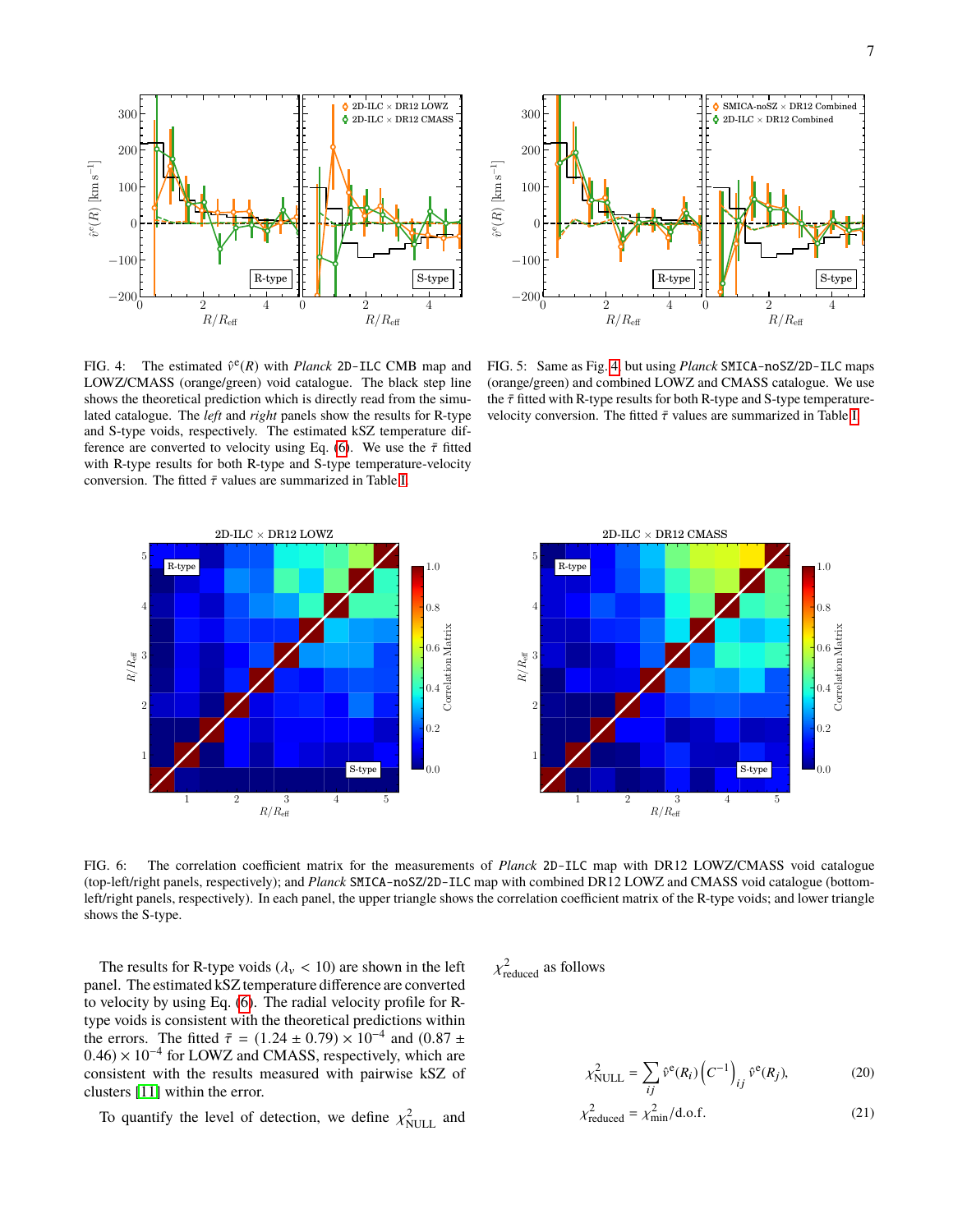FIG. 4: The estimated $\hat{v}^{e}(R)$ with *Planck* `2D-ILC` CMB map and LOWZ/CMASS (orange/green) void catalogue. The black step line shows the theoretical prediction which is directly read from the simulated catalogue. The *left* and *right* panels show the results for R-type and S-type voids, respectively. The estimated kSZ temperature difference are converted to velocity using Eq. (6). We use the $\bar{\tau}$ fitted with R-type results for both R-type and S-type temperature-velocity conversion. The fitted $\bar{\tau}$ values are summarized in Table I.

FIG. 5: Same as Fig. 4, but using *Planck* `SMICA-noSZ`/`2D-ILC` maps (orange/green) and combined LOWZ and CMASS catalogue. We use the $\bar{\tau}$ fitted with R-type results for both R-type and S-type temperature-velocity conversion. The fitted $\bar{\tau}$ values are summarized in Table I.

FIG. 6: The correlation coefficient matrix for the measurements of *Planck* `2D-ILC` map with DR12 LOWZ/CMASS void catalogue (top-left/right panels, respectively); and *Planck* `SMICA-noSZ`/`2D-ILC` map with combined DR12 LOWZ and CMASS void catalogue (bottom-left/right panels, respectively). In each panel, the upper triangle shows the correlation coefficient matrix of the R-type voids; and lower triangle shows the S-type.

The results for R-type voids ($\lambda_v < 10$) are shown in the left panel. The estimated kSZ temperature difference are converted to velocity by using Eq. (6). The radial velocity profile for R-type voids is consistent with the theoretical predictions within the errors. The fitted $\bar{\tau} = (1.24 \pm 0.79) \times 10^{-4}$ and $(0.87 \pm 0.46) \times 10^{-4}$ for LOWZ and CMASS, respectively, which are consistent with the results measured with pairwise kSZ of clusters [11] within the error.

To quantify the level of detection, we define $\chi^2_{\rm NULL}$ and $\chi^2_{\rm reduced}$ as follows

$$\chi^2_{\rm NULL} = \sum_{ij} \hat{v}^{e}(R_i) \left(C^{-1}\right)_{ij} \hat{v}^{e}(R_j), \tag{20}$$

$$\chi^2_{\rm reduced} = \chi^2_{\rm min}/{\rm d.o.f.} \tag{21}$$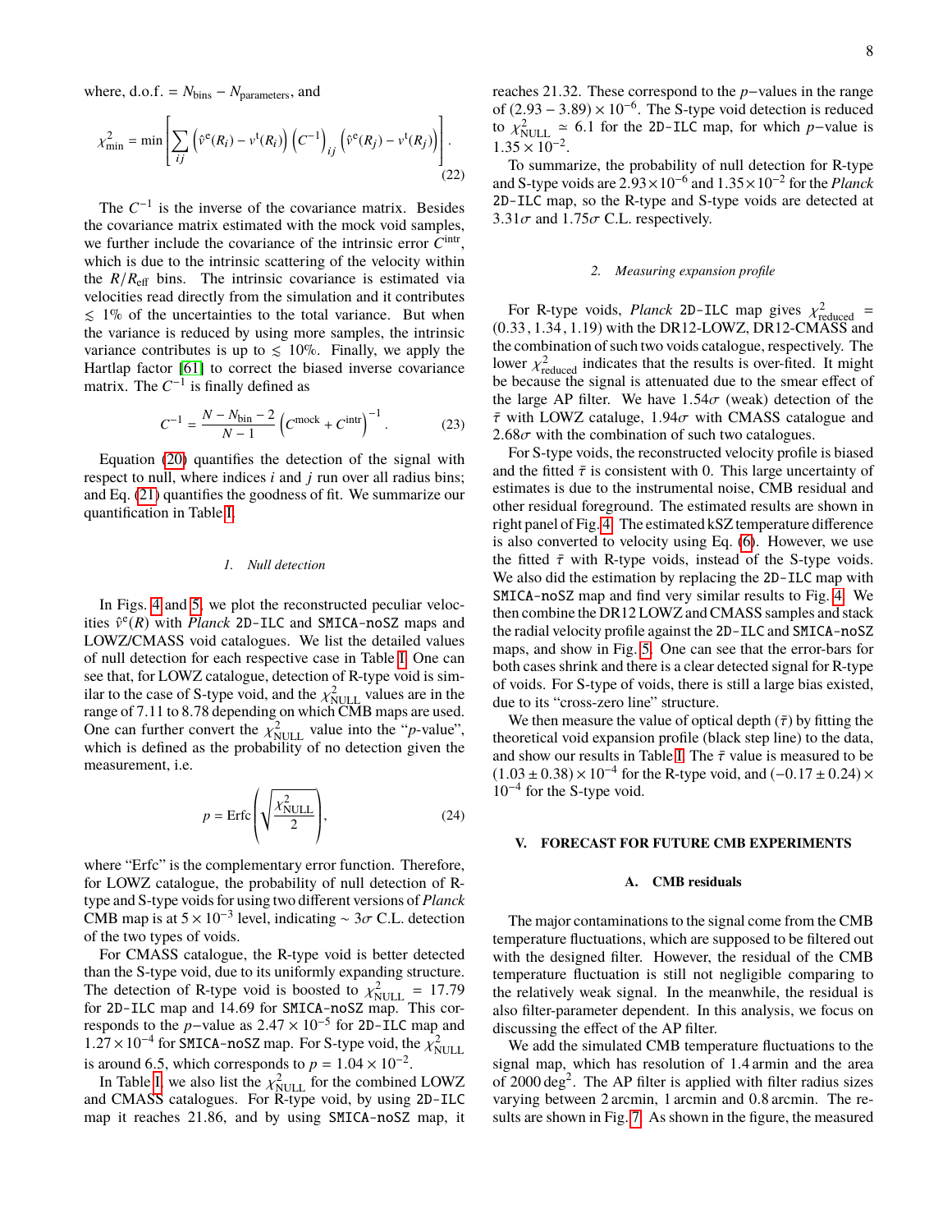where, d.o.f. = $N_{\rm bins} - N_{\rm parameters}$, and

$$\chi^2_{\rm min} = \min\left[\sum_{ij}\left(\hat{v}^{\rm e}(R_i) - v^{\rm t}(R_i)\right)\left(C^{-1}\right)_{ij}\left(\hat{v}^{\rm e}(R_j) - v^{\rm t}(R_j)\right)\right]. \tag{22}$$

The $C^{-1}$ is the inverse of the covariance matrix. Besides the covariance matrix estimated with the mock void samples, we further include the covariance of the intrinsic error $C^{\rm intr}$, which is due to the intrinsic scattering of the velocity within the $R/R_{\rm eff}$ bins. The intrinsic covariance is estimated via velocities read directly from the simulation and it contributes $\lesssim 1\%$ of the uncertainties to the total variance. But when the variance is reduced by using more samples, the intrinsic variance contributes is up to $\lesssim 10\%$. Finally, we apply the Hartlap factor [61] to correct the biased inverse covariance matrix. The $C^{-1}$ is finally defined as

$$C^{-1} = \frac{N - N_{\rm bin} - 2}{N - 1}\left(C^{\rm mock} + C^{\rm intr}\right)^{-1}. \tag{23}$$

Equation (20) quantifies the detection of the signal with respect to null, where indices $i$ and $j$ run over all radius bins; and Eq. (21) quantifies the goodness of fit. We summarize our quantification in Table I.

#### 1. Null detection

In Figs. 4 and 5, we plot the reconstructed peculiar velocities $\hat{v}^{\rm e}(R)$ with *Planck* `2D-ILC` and `SMICA-noSZ` maps and LOWZ/CMASS void catalogues. We list the detailed values of null detection for each respective case in Table I. One can see that, for LOWZ catalogue, detection of R-type void is similar to the case of S-type void, and the $\chi^2_{\rm NULL}$ values are in the range of 7.11 to 8.78 depending on which CMB maps are used. One can further convert the $\chi^2_{\rm NULL}$ value into the "$p$-value", which is defined as the probability of no detection given the measurement, i.e.

$$p = {\rm Erfc}\left(\sqrt{\frac{\chi^2_{\rm NULL}}{2}}\right), \tag{24}$$

where "Erfc" is the complementary error function. Therefore, for LOWZ catalogue, the probability of null detection of R-type and S-type voids for using two different versions of *Planck* CMB map is at $5\times10^{-3}$ level, indicating $\sim 3\sigma$ C.L. detection of the two types of voids.

For CMASS catalogue, the R-type void is better detected than the S-type void, due to its uniformly expanding structure. The detection of R-type void is boosted to $\chi^2_{\rm NULL} = 17.79$ for `2D-ILC` map and 14.69 for `SMICA-noSZ` map. This corresponds to the $p$−value as $2.47\times10^{-5}$ for `2D-ILC` map and $1.27\times10^{-4}$ for `SMICA-noSZ` map. For S-type void, the $\chi^2_{\rm NULL}$ is around 6.5, which corresponds to $p = 1.04\times10^{-2}$.

In Table I, we also list the $\chi^2_{\rm NULL}$ for the combined LOWZ and CMASS catalogues. For R-type void, by using `2D-ILC` map it reaches 21.86, and by using `SMICA-noSZ` map, it reaches 21.32. These correspond to the $p$−values in the range of $(2.93-3.89)\times10^{-6}$. The S-type void detection is reduced to $\chi^2_{\rm NULL} \simeq 6.1$ for the `2D-ILC` map, for which $p$−value is $1.35\times10^{-2}$.

To summarize, the probability of null detection for R-type and S-type voids are $2.93\times10^{-6}$ and $1.35\times10^{-2}$ for the *Planck* `2D-ILC` map, so the R-type and S-type voids are detected at $3.31\sigma$ and $1.75\sigma$ C.L. respectively.

#### 2. Measuring expansion profile

For R-type voids, *Planck* `2D-ILC` map gives $\chi^2_{\rm reduced} = (0.33, 1.34, 1.19)$ with the DR12-LOWZ, DR12-CMASS and the combination of such two voids catalogue, respectively. The lower $\chi^2_{\rm reduced}$ indicates that the results is over-fited. It might be because the signal is attenuated due to the smear effect of the large AP filter. We have $1.54\sigma$ (weak) detection of the $\bar{\tau}$ with LOWZ catalogue, $1.94\sigma$ with CMASS catalogue and $2.68\sigma$ with the combination of such two catalogues.

For S-type voids, the reconstructed velocity profile is biased and the fitted $\bar{\tau}$ is consistent with 0. This large uncertainty of estimates is due to the instrumental noise, CMB residual and other residual foreground. The estimated results are shown in right panel of Fig. 4. The estimated kSZ temperature difference is also converted to velocity using Eq. (6). However, we use the fitted $\bar{\tau}$ with R-type voids, instead of the S-type voids. We also did the estimation by replacing the `2D-ILC` map with `SMICA-noSZ` map and find very similar results to Fig. 4. We then combine the DR12 LOWZ and CMASS samples and stack the radial velocity profile against the `2D-ILC` and `SMICA-noSZ` maps, and show in Fig. 5. One can see that the error-bars for both cases shrink and there is a clear detected signal for R-type of voids. For S-type of voids, there is still a large bias existed, due to its "cross-zero line" structure.

We then measure the value of optical depth ($\bar{\tau}$) by fitting the theoretical void expansion profile (black step line) to the data, and show our results in Table I. The $\bar{\tau}$ value is measured to be $(1.03\pm0.38)\times10^{-4}$ for the R-type void, and $(-0.17\pm0.24)\times10^{-4}$ for the S-type void.

## V. FORECAST FOR FUTURE CMB EXPERIMENTS

### A. CMB residuals

The major contaminations to the signal come from the CMB temperature fluctuations, which are supposed to be filtered out with the designed filter. However, the residual of the CMB temperature fluctuation is still not negligible comparing to the relatively weak signal. In the meanwhile, the residual is also filter-parameter dependent. In this analysis, we focus on discussing the effect of the AP filter.

We add the simulated CMB temperature fluctuations to the signal map, which has resolution of 1.4 arcmin and the area of 2000 deg$^2$. The AP filter is applied with filter radius sizes varying between 2 arcmin, 1 arcmin and 0.8 arcmin. The results are shown in Fig. 7. As shown in the figure, the measured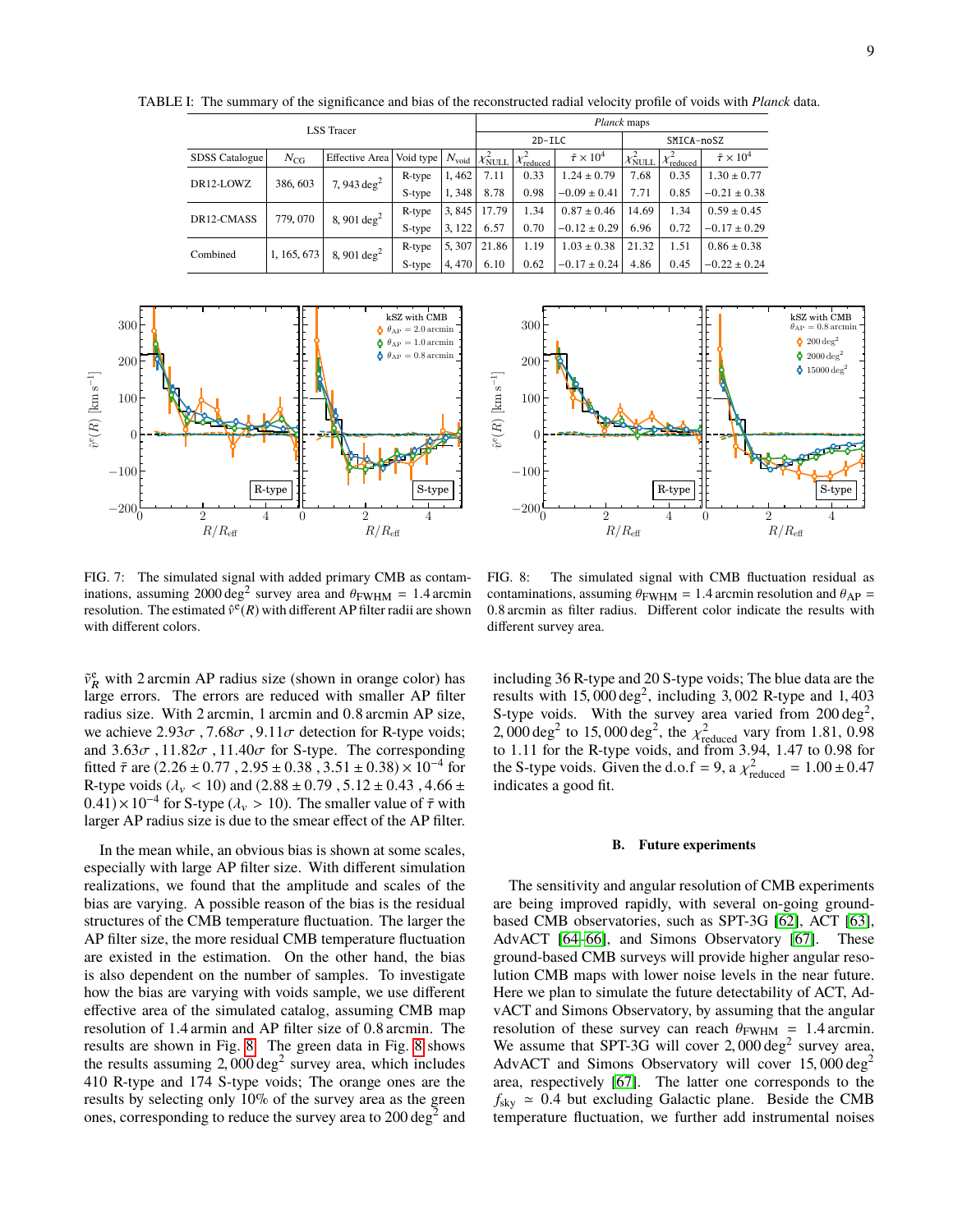TABLE I: The summary of the significance and bias of the reconstructed radial velocity profile of voids with *Planck* data.

| LSS Tracer | | | | | *Planck* maps | | | | | |
|---|---|---|---|---|---|---|---|---|---|---|
| | | | | | 2D-ILC | | | SMICA-noSZ | | |
| SDSS Catalogue | $N_{\rm CG}$ | Effective Area | Void type | $N_{\rm void}$ | $\chi^2_{\rm NULL}$ | $\chi^2_{\rm reduced}$ | $\bar{\tau}\times10^4$ | $\chi^2_{\rm NULL}$ | $\chi^2_{\rm reduced}$ | $\bar{\tau}\times10^4$ |
| DR12-LOWZ | 386, 603 | 7, 943 deg$^2$ | R-type | 1, 462 | 7.11 | 0.33 | $1.24\pm0.79$ | 7.68 | 0.35 | $1.30\pm0.77$ |
| | | | S-type | 1, 348 | 8.78 | 0.98 | $-0.09\pm0.41$ | 7.71 | 0.85 | $-0.21\pm0.38$ |
| DR12-CMASS | 779, 070 | 8, 901 deg$^2$ | R-type | 3, 845 | 17.79 | 1.34 | $0.87\pm0.46$ | 14.69 | 1.34 | $0.59\pm0.45$ |
| | | | S-type | 3, 122 | 6.57 | 0.70 | $-0.12\pm0.29$ | 6.96 | 0.72 | $-0.17\pm0.29$ |
| Combined | 1, 165, 673 | 8, 901 deg$^2$ | R-type | 5, 307 | 21.86 | 1.19 | $1.03\pm0.38$ | 21.32 | 1.51 | $0.86\pm0.38$ |
| | | | S-type | 4, 470 | 6.10 | 0.62 | $-0.17\pm0.24$ | 4.86 | 0.45 | $-0.22\pm0.24$ |

FIG. 7: The simulated signal with added primary CMB as contaminations, assuming $2000\,\mathrm{deg}^2$ survey area and $\theta_{\rm FWHM}=1.4\,$arcmin resolution. The estimated $\hat{v}^{\rm e}(R)$ with different AP filter radii are shown with different colors.

FIG. 8: The simulated signal with CMB fluctuation residual as contaminations, assuming $\theta_{\rm FWHM}=1.4\,$arcmin resolution and $\theta_{\rm AP}=0.8\,$arcmin as filter radius. Different color indicate the results with different survey area.

$\tilde{v}^{\rm e}_R$ with 2 arcmin AP radius size (shown in orange color) has large errors. The errors are reduced with smaller AP filter radius size. With 2 arcmin, 1 arcmin and 0.8 arcmin AP size, we achieve $2.93\sigma$ , $7.68\sigma$ , $9.11\sigma$ detection for R-type voids; and $3.63\sigma$ , $11.82\sigma$ , $11.40\sigma$ for S-type. The corresponding fitted $\bar{\tau}$ are $(2.26\pm0.77\ ,2.95\pm0.38\ ,3.51\pm0.38)\times10^{-4}$ for R-type voids ($\lambda_v<10$) and $(2.88\pm0.79\ ,5.12\pm0.43\ ,4.66\pm0.41)\times10^{-4}$ for S-type ($\lambda_v>10$). The smaller value of $\bar{\tau}$ with larger AP radius size is due to the smear effect of the AP filter.

In the mean while, an obvious bias is shown at some scales, especially with large AP filter size. With different simulation realizations, we found that the amplitude and scales of the bias are varying. A possible reason of the bias is the residual structures of the CMB temperature fluctuation. The larger the AP filter size, the more residual CMB temperature fluctuation are existed in the estimation. On the other hand, the bias is also dependent on the number of samples. To investigate how the bias are varying with voids sample, we use different effective area of the simulated catalog, assuming CMB map resolution of 1.4 armin and AP filter size of 0.8 arcmin. The results are shown in Fig. 8. The green data in Fig. 8 shows the results assuming $2,000\,\mathrm{deg}^2$ survey area, which includes 410 R-type and 174 S-type voids; The orange ones are the results by selecting only 10% of the survey area as the green ones, corresponding to reduce the survey area to $200\,\mathrm{deg}^2$ and including 36 R-type and 20 S-type voids; The blue data are the results with $15,000\,\mathrm{deg}^2$, including 3,002 R-type and 1,403 S-type voids. With the survey area varied from $200\,\mathrm{deg}^2$, $2,000\,\mathrm{deg}^2$ to $15,000\,\mathrm{deg}^2$, the $\chi^2_{\rm reduced}$ vary from 1.81, 0.98 to 1.11 for the R-type voids, and from 3.94, 1.47 to 0.98 for the S-type voids. Given the d.o.f = 9, a $\chi^2_{\rm reduced}=1.00\pm0.47$ indicates a good fit.

### B. Future experiments

The sensitivity and angular resolution of CMB experiments are being improved rapidly, with several on-going ground-based CMB observatories, such as SPT-3G [62], ACT [63], AdvACT [64–66], and Simons Observatory [67]. These ground-based CMB surveys will provide higher angular resolution CMB maps with lower noise levels in the near future. Here we plan to simulate the future detectability of ACT, AdvACT and Simons Observatory, by assuming that the angular resolution of these survey can reach $\theta_{\rm FWHM}=1.4\,$arcmin. We assume that SPT-3G will cover $2,000\,\mathrm{deg}^2$ survey area, AdvACT and Simons Observatory will cover $15,000\,\mathrm{deg}^2$ area, respectively [67]. The latter one corresponds to the $f_{\rm sky}\simeq0.4$ but excluding Galactic plane. Beside the CMB temperature fluctuation, we further add instrumental noises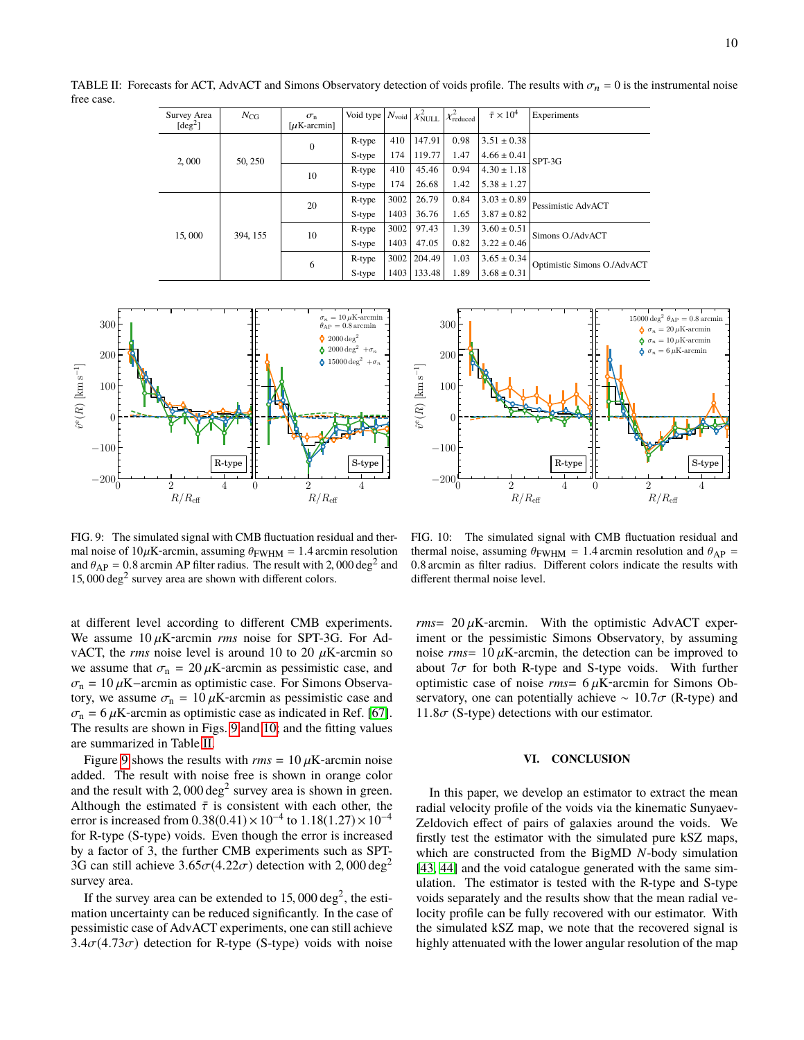TABLE II: Forecasts for ACT, AdvACT and Simons Observatory detection of voids profile. The results with $\sigma_n = 0$ is the instrumental noise free case.

| Survey Area [deg$^2$] | $N_{\rm CG}$ | $\sigma_n$ [$\mu$K-arcmin] | Void type | $N_{\rm void}$ | $\chi^2_{\rm NULL}$ | $\chi^2_{\rm reduced}$ | $\bar{\tau} \times 10^4$ | Experiments |
|---|---|---|---|---|---|---|---|---|
| 2,000 | 50,250 | 0 | R-type | 410 | 147.91 | 0.98 | $3.51 \pm 0.38$ | SPT-3G |
| | | | S-type | 174 | 119.77 | 1.47 | $4.66 \pm 0.41$ | |
| | | 10 | R-type | 410 | 45.46 | 0.94 | $4.30 \pm 1.18$ | |
| | | | S-type | 174 | 26.68 | 1.42 | $5.38 \pm 1.27$ | |
| 15,000 | 394,155 | 20 | R-type | 3002 | 26.79 | 0.84 | $3.03 \pm 0.89$ | Pessimistic AdvACT |
| | | | S-type | 1403 | 36.76 | 1.65 | $3.87 \pm 0.82$ | |
| | | 10 | R-type | 3002 | 97.43 | 1.39 | $3.60 \pm 0.51$ | Simons O./AdvACT |
| | | | S-type | 1403 | 47.05 | 0.82 | $3.22 \pm 0.46$ | |
| | | 6 | R-type | 3002 | 204.49 | 1.03 | $3.65 \pm 0.34$ | Optimistic Simons O./AdvACT |
| | | | S-type | 1403 | 133.48 | 1.89 | $3.68 \pm 0.31$ | |

FIG. 9: The simulated signal with CMB fluctuation residual and thermal noise of $10\mu$K-arcmin, assuming $\theta_{\rm FWHM} = 1.4$ arcmin resolution and $\theta_{\rm AP} = 0.8$ arcmin AP filter radius. The result with $2,000\,{\rm deg}^2$ and $15,000\,{\rm deg}^2$ survey area are shown with different colors.

FIG. 10: The simulated signal with CMB fluctuation residual and thermal noise, assuming $\theta_{\rm FWHM} = 1.4$ arcmin resolution and $\theta_{\rm AP} = 0.8$ arcmin as filter radius. Different colors indicate the results with different thermal noise level.

at different level according to different CMB experiments. We assume $10\,\mu$K-arcmin *rms* noise for SPT-3G. For AdvACT, the *rms* noise level is around 10 to 20 $\mu$K-arcmin so we assume that $\sigma_{\rm n} = 20\,\mu$K-arcmin as pessimistic case, and $\sigma_{\rm n} = 10\,\mu$K–arcmin as optimistic case. For Simons Observatory, we assume $\sigma_{\rm n} = 10\,\mu$K-arcmin as pessimistic case and $\sigma_{\rm n} = 6\,\mu$K-arcmin as optimistic case as indicated in Ref. [67]. The results are shown in Figs. 9 and 10, and the fitting values are summarized in Table II.

Figure 9 shows the results with *rms* $= 10\,\mu$K-arcmin noise added. The result with noise free is shown in orange color and the result with $2,000\,{\rm deg}^2$ survey area is shown in green. Although the estimated $\bar{\tau}$ is consistent with each other, the error is increased from $0.38(0.41) \times 10^{-4}$ to $1.18(1.27) \times 10^{-4}$ for R-type (S-type) voids. Even though the error is increased by a factor of 3, the further CMB experiments such as SPT-3G can still achieve $3.65\sigma(4.22\sigma)$ detection with $2,000\,{\rm deg}^2$ survey area.

If the survey area can be extended to $15,000\,{\rm deg}^2$, the estimation uncertainty can be reduced significantly. In the case of pessimistic case of AdvACT experiments, one can still achieve $3.4\sigma(4.73\sigma)$ detection for R-type (S-type) voids with noise *rms*$=\ 20\,\mu$K-arcmin. With the optimistic AdvACT experiment or the pessimistic Simons Observatory, by assuming noise *rms*$=\ 10\,\mu$K-arcmin, the detection can be improved to about $7\sigma$ for both R-type and S-type voids. With further optimistic case of noise *rms*$=\ 6\,\mu$K-arcmin for Simons Observatory, one can potentially achieve $\sim 10.7\sigma$ (R-type) and $11.8\sigma$ (S-type) detections with our estimator.

## VI. CONCLUSION

In this paper, we develop an estimator to extract the mean radial velocity profile of the voids via the kinematic Sunyaev-Zeldovich effect of pairs of galaxies around the voids. We firstly test the estimator with the simulated pure kSZ maps, which are constructed from the BigMD $N$-body simulation [43, 44] and the void catalogue generated with the same simulation. The estimator is tested with the R-type and S-type voids separately and the results show that the mean radial velocity profile can be fully recovered with our estimator. With the simulated kSZ map, we note that the recovered signal is highly attenuated with the lower angular resolution of the map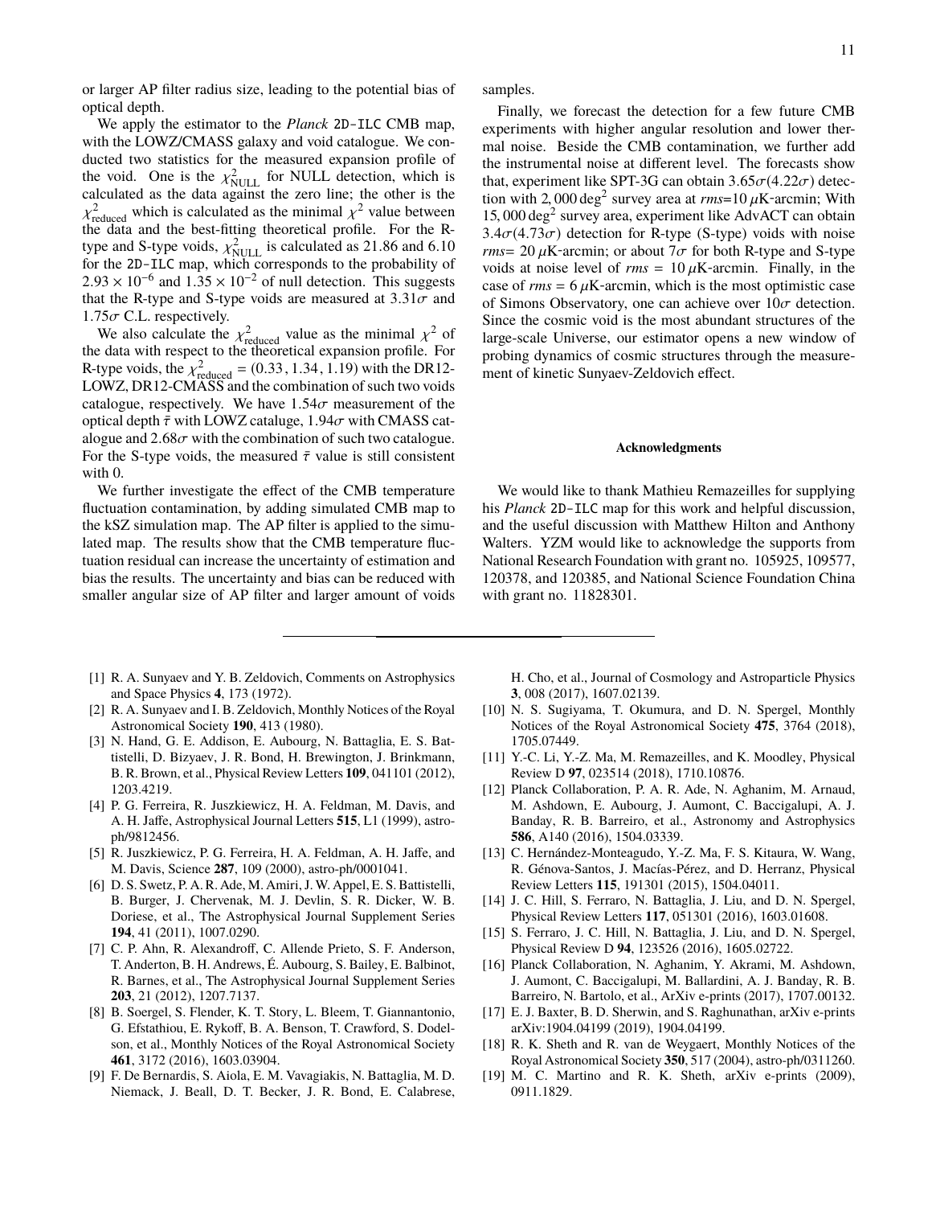or larger AP filter radius size, leading to the potential bias of optical depth.

We apply the estimator to the *Planck* `2D-ILC` CMB map, with the LOWZ/CMASS galaxy and void catalogue. We conducted two statistics for the measured expansion profile of the void. One is the $\chi^2_{\rm NULL}$ for NULL detection, which is calculated as the data against the zero line; the other is the $\chi^2_{\rm reduced}$ which is calculated as the minimal $\chi^2$ value between the data and the best-fitting theoretical profile. For the R-type and S-type voids, $\chi^2_{\rm NULL}$ is calculated as 21.86 and 6.10 for the `2D-ILC` map, which corresponds to the probability of $2.93\times10^{-6}$ and $1.35\times10^{-2}$ of null detection. This suggests that the R-type and S-type voids are measured at $3.31\sigma$ and $1.75\sigma$ C.L. respectively.

We also calculate the $\chi^2_{\rm reduced}$ value as the minimal $\chi^2$ of the data with respect to the theoretical expansion profile. For R-type voids, the $\chi^2_{\rm reduced} = (0.33\,, 1.34\,, 1.19)$ with the DR12-LOWZ, DR12-CMASS and the combination of such two voids catalogue, respectively. We have $1.54\sigma$ measurement of the optical depth $\bar{\tau}$ with LOWZ cataluge, $1.94\sigma$ with CMASS catalogue and $2.68\sigma$ with the combination of such two catalogue. For the S-type voids, the measured $\bar{\tau}$ value is still consistent with 0.

We further investigate the effect of the CMB temperature fluctuation contamination, by adding simulated CMB map to the kSZ simulation map. The AP filter is applied to the simulated map. The results show that the CMB temperature fluctuation residual can increase the uncertainty of estimation and bias the results. The uncertainty and bias can be reduced with smaller angular size of AP filter and larger amount of voids samples.

Finally, we forecast the detection for a few future CMB experiments with higher angular resolution and lower thermal noise. Beside the CMB contamination, we further add the instrumental noise at different level. The forecasts show that, experiment like SPT-3G can obtain $3.65\sigma(4.22\sigma)$ detection with $2,000\,{\rm deg}^2$ survey area at *rms*=10 $\mu$K-arcmin; With $15,000\,{\rm deg}^2$ survey area, experiment like AdvACT can obtain $3.4\sigma(4.73\sigma)$ detection for R-type (S-type) voids with noise *rms*= 20 $\mu$K-arcmin; or about $7\sigma$ for both R-type and S-type voids at noise level of *rms* = 10 $\mu$K-arcmin. Finally, in the case of *rms* = 6 $\mu$K-arcmin, which is the most optimistic case of Simons Observatory, one can achieve over $10\sigma$ detection. Since the cosmic void is the most abundant structures of the large-scale Universe, our estimator opens a new window of probing dynamics of cosmic structures through the measurement of kinetic Sunyaev-Zeldovich effect.

### Acknowledgments

We would like to thank Mathieu Remazeilles for supplying his *Planck* `2D-ILC` map for this work and helpful discussion, and the useful discussion with Matthew Hilton and Anthony Walters. YZM would like to acknowledge the supports from National Research Foundation with grant no. 105925, 109577, 120378, and 120385, and National Science Foundation China with grant no. 11828301.

---

[1] R. A. Sunyaev and Y. B. Zeldovich, Comments on Astrophysics and Space Physics **4**, 173 (1972).

[2] R. A. Sunyaev and I. B. Zeldovich, Monthly Notices of the Royal Astronomical Society **190**, 413 (1980).

[3] N. Hand, G. E. Addison, E. Aubourg, N. Battaglia, E. S. Battistelli, D. Bizyaev, J. R. Bond, H. Brewington, J. Brinkmann, B. R. Brown, et al., Physical Review Letters **109**, 041101 (2012), 1203.4219.

[4] P. G. Ferreira, R. Juszkiewicz, H. A. Feldman, M. Davis, and A. H. Jaffe, Astrophysical Journal Letters **515**, L1 (1999), astro-ph/9812456.

[5] R. Juszkiewicz, P. G. Ferreira, H. A. Feldman, A. H. Jaffe, and M. Davis, Science **287**, 109 (2000), astro-ph/0001041.

[6] D. S. Swetz, P. A. R. Ade, M. Amiri, J. W. Appel, E. S. Battistelli, B. Burger, J. Chervenak, M. J. Devlin, S. R. Dicker, W. B. Doriese, et al., The Astrophysical Journal Supplement Series **194**, 41 (2011), 1007.0290.

[7] C. P. Ahn, R. Alexandroff, C. Allende Prieto, S. F. Anderson, T. Anderton, B. H. Andrews, É. Aubourg, S. Bailey, E. Balbinot, R. Barnes, et al., The Astrophysical Journal Supplement Series **203**, 21 (2012), 1207.7137.

[8] B. Soergel, S. Flender, K. T. Story, L. Bleem, T. Giannantonio, G. Efstathiou, E. Rykoff, B. A. Benson, T. Crawford, S. Dodelson, et al., Monthly Notices of the Royal Astronomical Society **461**, 3172 (2016), 1603.03904.

[9] F. De Bernardis, S. Aiola, E. M. Vavagiakis, N. Battaglia, M. D. Niemack, J. Beall, D. T. Becker, J. R. Bond, E. Calabrese, H. Cho, et al., Journal of Cosmology and Astroparticle Physics **3**, 008 (2017), 1607.02139.

[10] N. S. Sugiyama, T. Okumura, and D. N. Spergel, Monthly Notices of the Royal Astronomical Society **475**, 3764 (2018), 1705.07449.

[11] Y.-C. Li, Y.-Z. Ma, M. Remazeilles, and K. Moodley, Physical Review D **97**, 023514 (2018), 1710.10876.

[12] Planck Collaboration, P. A. R. Ade, N. Aghanim, M. Arnaud, M. Ashdown, E. Aubourg, J. Aumont, C. Baccigalupi, A. J. Banday, R. B. Barreiro, et al., Astronomy and Astrophysics **586**, A140 (2016), 1504.03339.

[13] C. Hernández-Monteagudo, Y.-Z. Ma, F. S. Kitaura, W. Wang, R. Génova-Santos, J. Macías-Pérez, and D. Herranz, Physical Review Letters **115**, 191301 (2015), 1504.04011.

[14] J. C. Hill, S. Ferraro, N. Battaglia, J. Liu, and D. N. Spergel, Physical Review Letters **117**, 051301 (2016), 1603.01608.

[15] S. Ferraro, J. C. Hill, N. Battaglia, J. Liu, and D. N. Spergel, Physical Review D **94**, 123526 (2016), 1605.02722.

[16] Planck Collaboration, N. Aghanim, Y. Akrami, M. Ashdown, J. Aumont, C. Baccigalupi, M. Ballardini, A. J. Banday, R. B. Barreiro, N. Bartolo, et al., ArXiv e-prints (2017), 1707.00132.

[17] E. J. Baxter, B. D. Sherwin, and S. Raghunathan, arXiv e-prints arXiv:1904.04199 (2019), 1904.04199.

[18] R. K. Sheth and R. van de Weygaert, Monthly Notices of the Royal Astronomical Society **350**, 517 (2004), astro-ph/0311260.

[19] M. C. Martino and R. K. Sheth, arXiv e-prints (2009), 0911.1829.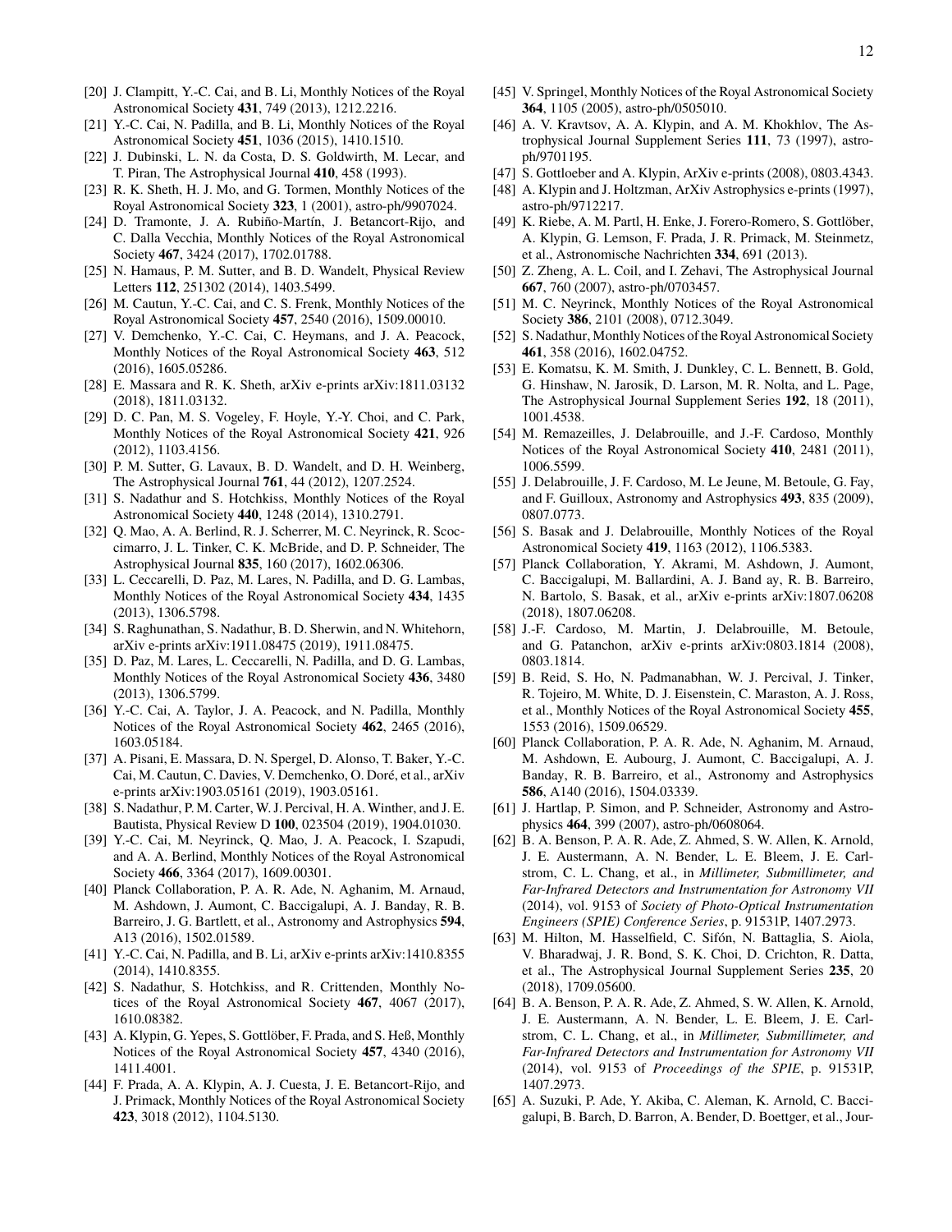[20] J. Clampitt, Y.-C. Cai, and B. Li, Monthly Notices of the Royal Astronomical Society **431**, 749 (2013), 1212.2216.

[21] Y.-C. Cai, N. Padilla, and B. Li, Monthly Notices of the Royal Astronomical Society **451**, 1036 (2015), 1410.1510.

[22] J. Dubinski, L. N. da Costa, D. S. Goldwirth, M. Lecar, and T. Piran, The Astrophysical Journal **410**, 458 (1993).

[23] R. K. Sheth, H. J. Mo, and G. Tormen, Monthly Notices of the Royal Astronomical Society **323**, 1 (2001), astro-ph/9907024.

[24] D. Tramonte, J. A. Rubiño-Martín, J. Betancort-Rijo, and C. Dalla Vecchia, Monthly Notices of the Royal Astronomical Society **467**, 3424 (2017), 1702.01788.

[25] N. Hamaus, P. M. Sutter, and B. D. Wandelt, Physical Review Letters **112**, 251302 (2014), 1403.5499.

[26] M. Cautun, Y.-C. Cai, and C. S. Frenk, Monthly Notices of the Royal Astronomical Society **457**, 2540 (2016), 1509.00010.

[27] V. Demchenko, Y.-C. Cai, C. Heymans, and J. A. Peacock, Monthly Notices of the Royal Astronomical Society **463**, 512 (2016), 1605.05286.

[28] E. Massara and R. K. Sheth, arXiv e-prints arXiv:1811.03132 (2018), 1811.03132.

[29] D. C. Pan, M. S. Vogeley, F. Hoyle, Y.-Y. Choi, and C. Park, Monthly Notices of the Royal Astronomical Society **421**, 926 (2012), 1103.4156.

[30] P. M. Sutter, G. Lavaux, B. D. Wandelt, and D. H. Weinberg, The Astrophysical Journal **761**, 44 (2012), 1207.2524.

[31] S. Nadathur and S. Hotchkiss, Monthly Notices of the Royal Astronomical Society **440**, 1248 (2014), 1310.2791.

[32] Q. Mao, A. A. Berlind, R. J. Scherrer, M. C. Neyrinck, R. Scoccimarro, J. L. Tinker, C. K. McBride, and D. P. Schneider, The Astrophysical Journal **835**, 160 (2017), 1602.06306.

[33] L. Ceccarelli, D. Paz, M. Lares, N. Padilla, and D. G. Lambas, Monthly Notices of the Royal Astronomical Society **434**, 1435 (2013), 1306.5798.

[34] S. Raghunathan, S. Nadathur, B. D. Sherwin, and N. Whitehorn, arXiv e-prints arXiv:1911.08475 (2019), 1911.08475.

[35] D. Paz, M. Lares, L. Ceccarelli, N. Padilla, and D. G. Lambas, Monthly Notices of the Royal Astronomical Society **436**, 3480 (2013), 1306.5799.

[36] Y.-C. Cai, A. Taylor, J. A. Peacock, and N. Padilla, Monthly Notices of the Royal Astronomical Society **462**, 2465 (2016), 1603.05184.

[37] A. Pisani, E. Massara, D. N. Spergel, D. Alonso, T. Baker, Y.-C. Cai, M. Cautun, C. Davies, V. Demchenko, O. Doré, et al., arXiv e-prints arXiv:1903.05161 (2019), 1903.05161.

[38] S. Nadathur, P. M. Carter, W. J. Percival, H. A. Winther, and J. E. Bautista, Physical Review D **100**, 023504 (2019), 1904.01030.

[39] Y.-C. Cai, M. Neyrinck, Q. Mao, J. A. Peacock, I. Szapudi, and A. A. Berlind, Monthly Notices of the Royal Astronomical Society **466**, 3364 (2017), 1609.00301.

[40] Planck Collaboration, P. A. R. Ade, N. Aghanim, M. Arnaud, M. Ashdown, J. Aumont, C. Baccigalupi, A. J. Banday, R. B. Barreiro, J. G. Bartlett, et al., Astronomy and Astrophysics **594**, A13 (2016), 1502.01589.

[41] Y.-C. Cai, N. Padilla, and B. Li, arXiv e-prints arXiv:1410.8355 (2014), 1410.8355.

[42] S. Nadathur, S. Hotchkiss, and R. Crittenden, Monthly Notices of the Royal Astronomical Society **467**, 4067 (2017), 1610.08382.

[43] A. Klypin, G. Yepes, S. Gottlöber, F. Prada, and S. Heß, Monthly Notices of the Royal Astronomical Society **457**, 4340 (2016), 1411.4001.

[44] F. Prada, A. A. Klypin, A. J. Cuesta, J. E. Betancort-Rijo, and J. Primack, Monthly Notices of the Royal Astronomical Society **423**, 3018 (2012), 1104.5130.

[45] V. Springel, Monthly Notices of the Royal Astronomical Society **364**, 1105 (2005), astro-ph/0505010.

[46] A. V. Kravtsov, A. A. Klypin, and A. M. Khokhlov, The Astrophysical Journal Supplement Series **111**, 73 (1997), astro-ph/9701195.

[47] S. Gottloeber and A. Klypin, ArXiv e-prints (2008), 0803.4343.

[48] A. Klypin and J. Holtzman, ArXiv Astrophysics e-prints (1997), astro-ph/9712217.

[49] K. Riebe, A. M. Partl, H. Enke, J. Forero-Romero, S. Gottlöber, A. Klypin, G. Lemson, F. Prada, J. R. Primack, M. Steinmetz, et al., Astronomische Nachrichten **334**, 691 (2013).

[50] Z. Zheng, A. L. Coil, and I. Zehavi, The Astrophysical Journal **667**, 760 (2007), astro-ph/0703457.

[51] M. C. Neyrinck, Monthly Notices of the Royal Astronomical Society **386**, 2101 (2008), 0712.3049.

[52] S. Nadathur, Monthly Notices of the Royal Astronomical Society **461**, 358 (2016), 1602.04752.

[53] E. Komatsu, K. M. Smith, J. Dunkley, C. L. Bennett, B. Gold, G. Hinshaw, N. Jarosik, D. Larson, M. R. Nolta, and L. Page, The Astrophysical Journal Supplement Series **192**, 18 (2011), 1001.4538.

[54] M. Remazeilles, J. Delabrouille, and J.-F. Cardoso, Monthly Notices of the Royal Astronomical Society **410**, 2481 (2011), 1006.5599.

[55] J. Delabrouille, J. F. Cardoso, M. Le Jeune, M. Betoule, G. Fay, and F. Guilloux, Astronomy and Astrophysics **493**, 835 (2009), 0807.0773.

[56] S. Basak and J. Delabrouille, Monthly Notices of the Royal Astronomical Society **419**, 1163 (2012), 1106.5383.

[57] Planck Collaboration, Y. Akrami, M. Ashdown, J. Aumont, C. Baccigalupi, M. Ballardini, A. J. Band ay, R. B. Barreiro, N. Bartolo, S. Basak, et al., arXiv e-prints arXiv:1807.06208 (2018), 1807.06208.

[58] J.-F. Cardoso, M. Martin, J. Delabrouille, M. Betoule, and G. Patanchon, arXiv e-prints arXiv:0803.1814 (2008), 0803.1814.

[59] B. Reid, S. Ho, N. Padmanabhan, W. J. Percival, J. Tinker, R. Tojeiro, M. White, D. J. Eisenstein, C. Maraston, A. J. Ross, et al., Monthly Notices of the Royal Astronomical Society **455**, 1553 (2016), 1509.06529.

[60] Planck Collaboration, P. A. R. Ade, N. Aghanim, M. Arnaud, M. Ashdown, E. Aubourg, J. Aumont, C. Baccigalupi, A. J. Banday, R. B. Barreiro, et al., Astronomy and Astrophysics **586**, A140 (2016), 1504.03339.

[61] J. Hartlap, P. Simon, and P. Schneider, Astronomy and Astrophysics **464**, 399 (2007), astro-ph/0608064.

[62] B. A. Benson, P. A. R. Ade, Z. Ahmed, S. W. Allen, K. Arnold, J. E. Austermann, A. N. Bender, L. E. Bleem, J. E. Carlstrom, C. L. Chang, et al., in *Millimeter, Submillimeter, and Far-Infrared Detectors and Instrumentation for Astronomy VII* (2014), vol. 9153 of *Society of Photo-Optical Instrumentation Engineers (SPIE) Conference Series*, p. 91531P, 1407.2973.

[63] M. Hilton, M. Hasselfield, C. Sifón, N. Battaglia, S. Aiola, V. Bharadwaj, J. R. Bond, S. K. Choi, D. Crichton, R. Datta, et al., The Astrophysical Journal Supplement Series **235**, 20 (2018), 1709.05600.

[64] B. A. Benson, P. A. R. Ade, Z. Ahmed, S. W. Allen, K. Arnold, J. E. Austermann, A. N. Bender, L. E. Bleem, J. E. Carlstrom, C. L. Chang, et al., in *Millimeter, Submillimeter, and Far-Infrared Detectors and Instrumentation for Astronomy VII* (2014), vol. 9153 of *Proceedings of the SPIE*, p. 91531P, 1407.2973.

[65] A. Suzuki, P. Ade, Y. Akiba, C. Aleman, K. Arnold, C. Baccigalupi, B. Barch, D. Barron, A. Bender, D. Boettger, et al., Jour-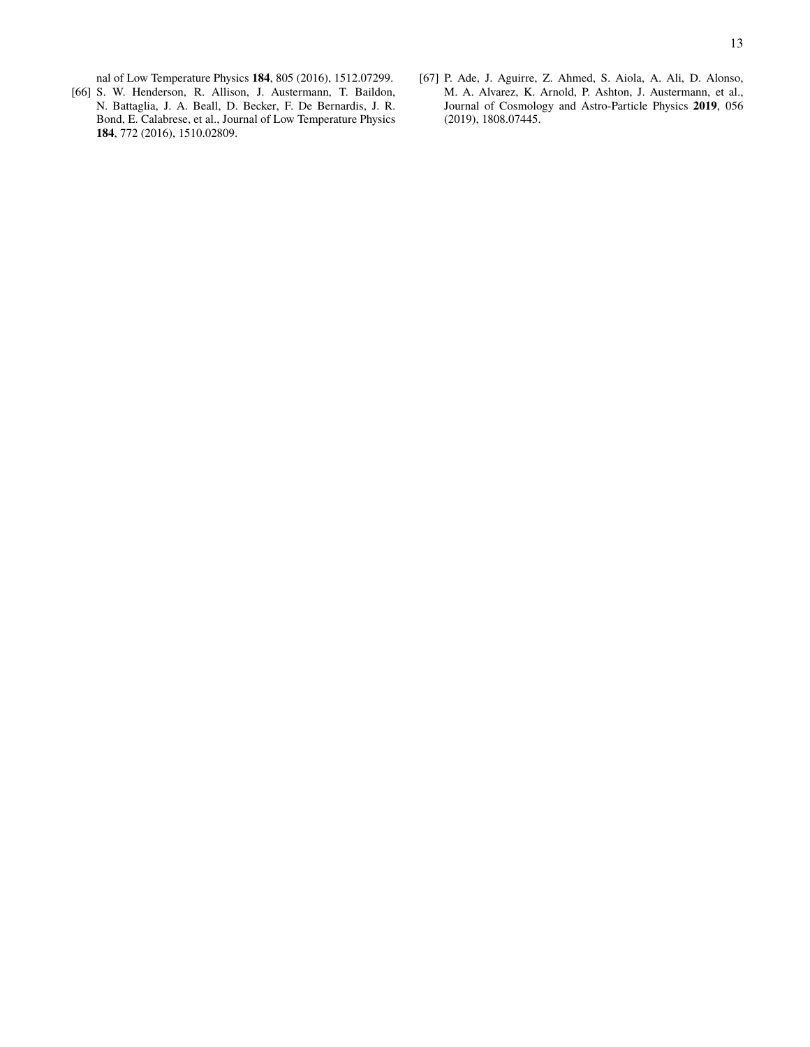nal of Low Temperature Physics **184**, 805 (2016), 1512.07299.

[66] S. W. Henderson, R. Allison, J. Austermann, T. Baildon, N. Battaglia, J. A. Beall, D. Becker, F. De Bernardis, J. R. Bond, E. Calabrese, et al., Journal of Low Temperature Physics **184**, 772 (2016), 1510.02809.

[67] P. Ade, J. Aguirre, Z. Ahmed, S. Aiola, A. Ali, D. Alonso, M. A. Alvarez, K. Arnold, P. Ashton, J. Austermann, et al., Journal of Cosmology and Astro-Particle Physics **2019**, 056 (2019), 1808.07445.